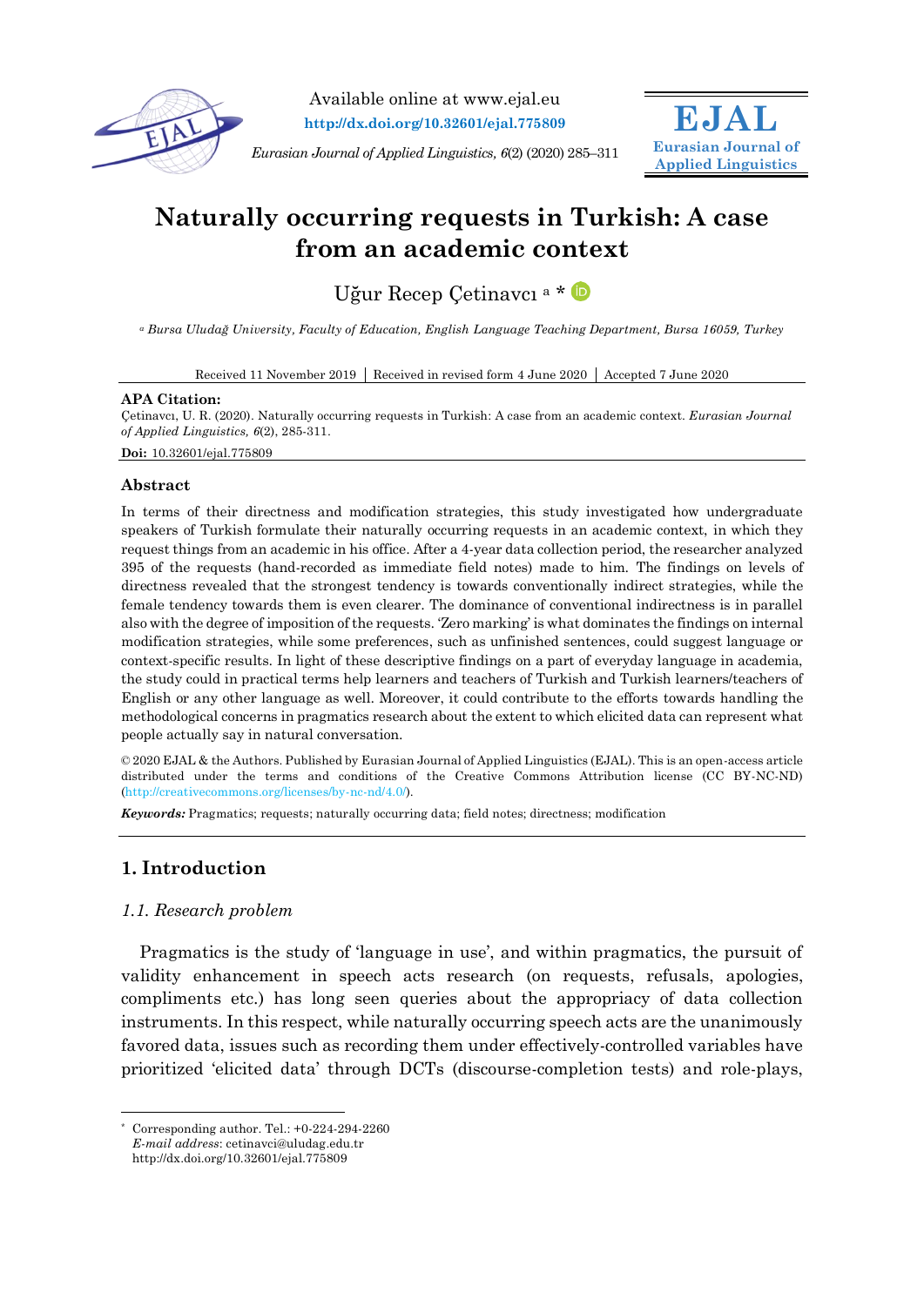Available online at www.ejal.eu
**http://dx.doi.org/10.32601/ejal.775809**

*Eurasian Journal of Applied Linguistics, 6*(2) (2020) 285–311

**EJAL**
**Eurasian Journal of Applied Linguistics**

# Naturally occurring requests in Turkish: A case from an academic context

Uğur Recep Çetinavcı [a] *

[a] *Bursa Uludağ University, Faculty of Education, English Language Teaching Department, Bursa 16059, Turkey*

Received 11 November 2019 | Received in revised form 4 June 2020 | Accepted 7 June 2020

**APA Citation:**
Çetinavcı, U. R. (2020). Naturally occurring requests in Turkish: A case from an academic context. *Eurasian Journal of Applied Linguistics, 6*(2), 285-311.

**Doi:** 10.32601/ejal.775809

## Abstract

In terms of their directness and modification strategies, this study investigated how undergraduate speakers of Turkish formulate their naturally occurring requests in an academic context, in which they request things from an academic in his office. After a 4-year data collection period, the researcher analyzed 395 of the requests (hand-recorded as immediate field notes) made to him. The findings on levels of directness revealed that the strongest tendency is towards conventionally indirect strategies, while the female tendency towards them is even clearer. The dominance of conventional indirectness is in parallel also with the degree of imposition of the requests. 'Zero marking' is what dominates the findings on internal modification strategies, while some preferences, such as unfinished sentences, could suggest language or context-specific results. In light of these descriptive findings on a part of everyday language in academia, the study could in practical terms help learners and teachers of Turkish and Turkish learners/teachers of English or any other language as well. Moreover, it could contribute to the efforts towards handling the methodological concerns in pragmatics research about the extent to which elicited data can represent what people actually say in natural conversation.

© 2020 EJAL & the Authors. Published by Eurasian Journal of Applied Linguistics (EJAL). This is an open-access article distributed under the terms and conditions of the Creative Commons Attribution license (CC BY-NC-ND) (http://creativecommons.org/licenses/by-nc-nd/4.0/).

***Keywords:*** Pragmatics; requests; naturally occurring data; field notes; directness; modification

## 1. Introduction

### *1.1. Research problem*

Pragmatics is the study of 'language in use', and within pragmatics, the pursuit of validity enhancement in speech acts research (on requests, refusals, apologies, compliments etc.) has long seen queries about the appropriacy of data collection instruments. In this respect, while naturally occurring speech acts are the unanimously favored data, issues such as recording them under effectively-controlled variables have prioritized 'elicited data' through DCTs (discourse-completion tests) and role-plays,

---

* Corresponding author. Tel.: +0-224-294-2260
*E-mail address*: cetinavci@uludag.edu.tr
http://dx.doi.org/10.32601/ejal.775809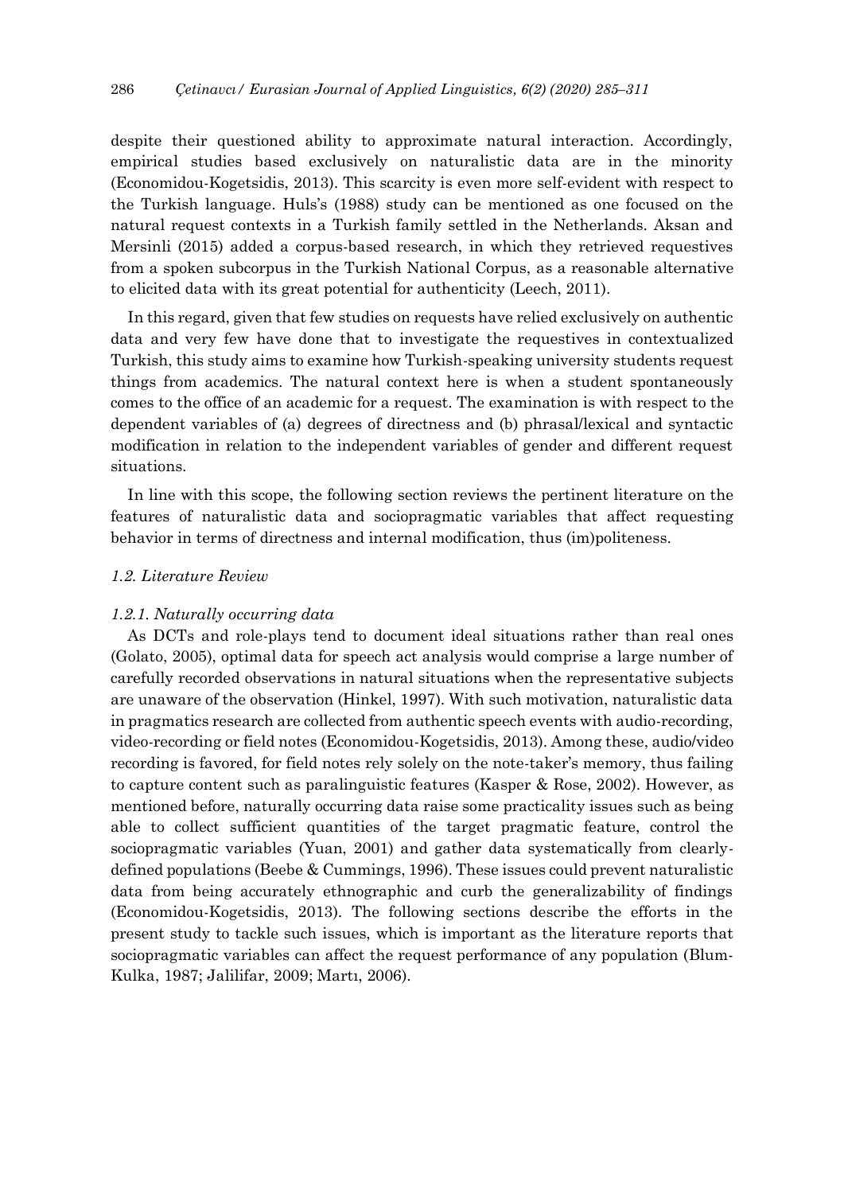despite their questioned ability to approximate natural interaction. Accordingly, empirical studies based exclusively on naturalistic data are in the minority (Economidou-Kogetsidis, 2013). This scarcity is even more self-evident with respect to the Turkish language. Huls's (1988) study can be mentioned as one focused on the natural request contexts in a Turkish family settled in the Netherlands. Aksan and Mersinli (2015) added a corpus-based research, in which they retrieved requestives from a spoken subcorpus in the Turkish National Corpus, as a reasonable alternative to elicited data with its great potential for authenticity (Leech, 2011).

In this regard, given that few studies on requests have relied exclusively on authentic data and very few have done that to investigate the requestives in contextualized Turkish, this study aims to examine how Turkish-speaking university students request things from academics. The natural context here is when a student spontaneously comes to the office of an academic for a request. The examination is with respect to the dependent variables of (a) degrees of directness and (b) phrasal/lexical and syntactic modification in relation to the independent variables of gender and different request situations.

In line with this scope, the following section reviews the pertinent literature on the features of naturalistic data and sociopragmatic variables that affect requesting behavior in terms of directness and internal modification, thus (im)politeness.

### *1.2. Literature Review*

#### *1.2.1. Naturally occurring data*

As DCTs and role-plays tend to document ideal situations rather than real ones (Golato, 2005), optimal data for speech act analysis would comprise a large number of carefully recorded observations in natural situations when the representative subjects are unaware of the observation (Hinkel, 1997). With such motivation, naturalistic data in pragmatics research are collected from authentic speech events with audio-recording, video-recording or field notes (Economidou-Kogetsidis, 2013). Among these, audio/video recording is favored, for field notes rely solely on the note-taker's memory, thus failing to capture content such as paralinguistic features (Kasper & Rose, 2002). However, as mentioned before, naturally occurring data raise some practicality issues such as being able to collect sufficient quantities of the target pragmatic feature, control the sociopragmatic variables (Yuan, 2001) and gather data systematically from clearly-defined populations (Beebe & Cummings, 1996). These issues could prevent naturalistic data from being accurately ethnographic and curb the generalizability of findings (Economidou-Kogetsidis, 2013). The following sections describe the efforts in the present study to tackle such issues, which is important as the literature reports that sociopragmatic variables can affect the request performance of any population (Blum-Kulka, 1987; Jalilifar, 2009; Martı, 2006).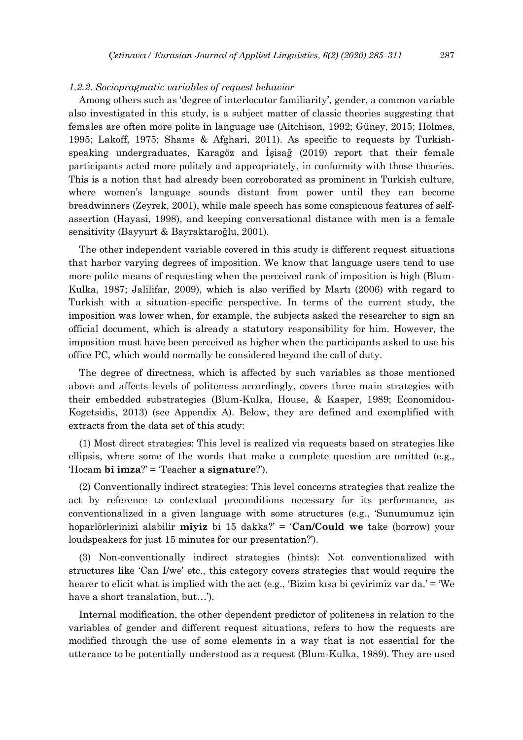### *1.2.2. Sociopragmatic variables of request behavior*

Among others such as 'degree of interlocutor familiarity', gender, a common variable also investigated in this study, is a subject matter of classic theories suggesting that females are often more polite in language use (Aitchison, 1992; Güney, 2015; Holmes, 1995; Lakoff, 1975; Shams & Afghari, 2011). As specific to requests by Turkish-speaking undergraduates, Karagöz and İşisağ (2019) report that their female participants acted more politely and appropriately, in conformity with those theories. This is a notion that had already been corroborated as prominent in Turkish culture, where women's language sounds distant from power until they can become breadwinners (Zeyrek, 2001), while male speech has some conspicuous features of self-assertion (Hayasi, 1998), and keeping conversational distance with men is a female sensitivity (Bayyurt & Bayraktaroğlu, 2001).

The other independent variable covered in this study is different request situations that harbor varying degrees of imposition. We know that language users tend to use more polite means of requesting when the perceived rank of imposition is high (Blum-Kulka, 1987; Jalilifar, 2009), which is also verified by Martı (2006) with regard to Turkish with a situation-specific perspective. In terms of the current study, the imposition was lower when, for example, the subjects asked the researcher to sign an official document, which is already a statutory responsibility for him. However, the imposition must have been perceived as higher when the participants asked to use his office PC, which would normally be considered beyond the call of duty.

The degree of directness, which is affected by such variables as those mentioned above and affects levels of politeness accordingly, covers three main strategies with their embedded substrategies (Blum-Kulka, House, & Kasper, 1989; Economidou-Kogetsidis, 2013) (see Appendix A). Below, they are defined and exemplified with extracts from the data set of this study:

(1) Most direct strategies: This level is realized via requests based on strategies like ellipsis, where some of the words that make a complete question are omitted (e.g., 'Hocam **bi imza**?' = 'Teacher **a signature**?').

(2) Conventionally indirect strategies: This level concerns strategies that realize the act by reference to contextual preconditions necessary for its performance, as conventionalized in a given language with some structures (e.g., 'Sunumumuz için hoparlörlerinizi alabilir **miyiz** bi 15 dakka?' = '**Can/Could we** take (borrow) your loudspeakers for just 15 minutes for our presentation?').

(3) Non-conventionally indirect strategies (hints): Not conventionalized with structures like 'Can I/we' etc., this category covers strategies that would require the hearer to elicit what is implied with the act (e.g., 'Bizim kısa bi çevirimiz var da.' = 'We have a short translation, but…').

Internal modification, the other dependent predictor of politeness in relation to the variables of gender and different request situations, refers to how the requests are modified through the use of some elements in a way that is not essential for the utterance to be potentially understood as a request (Blum-Kulka, 1989). They are used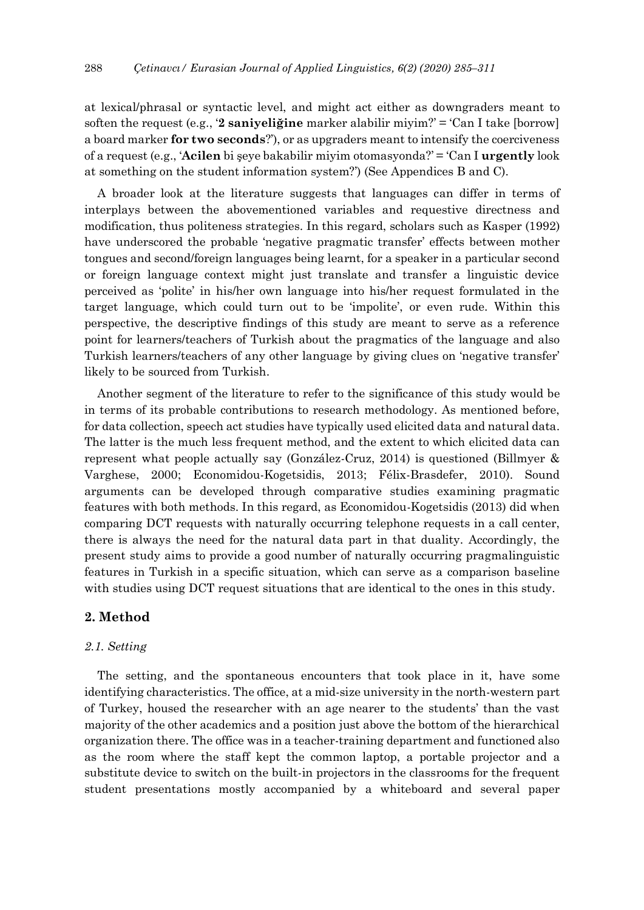at lexical/phrasal or syntactic level, and might act either as downgraders meant to soften the request (e.g., '**2 saniyeliğine** marker alabilir miyim?' = 'Can I take [borrow] a board marker **for two seconds**?'), or as upgraders meant to intensify the coerciveness of a request (e.g., '**Acilen** bi şeye bakabilir miyim otomasyonda?' = 'Can I **urgently** look at something on the student information system?') (See Appendices B and C).

A broader look at the literature suggests that languages can differ in terms of interplays between the abovementioned variables and requestive directness and modification, thus politeness strategies. In this regard, scholars such as Kasper (1992) have underscored the probable 'negative pragmatic transfer' effects between mother tongues and second/foreign languages being learnt, for a speaker in a particular second or foreign language context might just translate and transfer a linguistic device perceived as 'polite' in his/her own language into his/her request formulated in the target language, which could turn out to be 'impolite', or even rude. Within this perspective, the descriptive findings of this study are meant to serve as a reference point for learners/teachers of Turkish about the pragmatics of the language and also Turkish learners/teachers of any other language by giving clues on 'negative transfer' likely to be sourced from Turkish.

Another segment of the literature to refer to the significance of this study would be in terms of its probable contributions to research methodology. As mentioned before, for data collection, speech act studies have typically used elicited data and natural data. The latter is the much less frequent method, and the extent to which elicited data can represent what people actually say (González-Cruz, 2014) is questioned (Billmyer & Varghese, 2000; Economidou-Kogetsidis, 2013; Félix-Brasdefer, 2010). Sound arguments can be developed through comparative studies examining pragmatic features with both methods. In this regard, as Economidou-Kogetsidis (2013) did when comparing DCT requests with naturally occurring telephone requests in a call center, there is always the need for the natural data part in that duality. Accordingly, the present study aims to provide a good number of naturally occurring pragmalinguistic features in Turkish in a specific situation, which can serve as a comparison baseline with studies using DCT request situations that are identical to the ones in this study.

## 2. Method

### *2.1. Setting*

The setting, and the spontaneous encounters that took place in it, have some identifying characteristics. The office, at a mid-size university in the north-western part of Turkey, housed the researcher with an age nearer to the students' than the vast majority of the other academics and a position just above the bottom of the hierarchical organization there. The office was in a teacher-training department and functioned also as the room where the staff kept the common laptop, a portable projector and a substitute device to switch on the built-in projectors in the classrooms for the frequent student presentations mostly accompanied by a whiteboard and several paper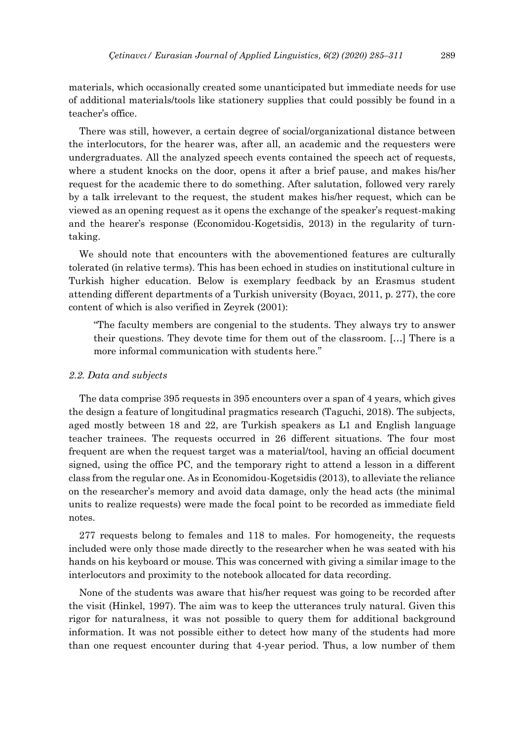materials, which occasionally created some unanticipated but immediate needs for use of additional materials/tools like stationery supplies that could possibly be found in a teacher's office.

There was still, however, a certain degree of social/organizational distance between the interlocutors, for the hearer was, after all, an academic and the requesters were undergraduates. All the analyzed speech events contained the speech act of requests, where a student knocks on the door, opens it after a brief pause, and makes his/her request for the academic there to do something. After salutation, followed very rarely by a talk irrelevant to the request, the student makes his/her request, which can be viewed as an opening request as it opens the exchange of the speaker's request-making and the hearer's response (Economidou-Kogetsidis, 2013) in the regularity of turn-taking.

We should note that encounters with the abovementioned features are culturally tolerated (in relative terms). This has been echoed in studies on institutional culture in Turkish higher education. Below is exemplary feedback by an Erasmus student attending different departments of a Turkish university (Boyacı, 2011, p. 277), the core content of which is also verified in Zeyrek (2001):

> "The faculty members are congenial to the students. They always try to answer their questions. They devote time for them out of the classroom. [...] There is a more informal communication with students here."

### *2.2. Data and subjects*

The data comprise 395 requests in 395 encounters over a span of 4 years, which gives the design a feature of longitudinal pragmatics research (Taguchi, 2018). The subjects, aged mostly between 18 and 22, are Turkish speakers as L1 and English language teacher trainees. The requests occurred in 26 different situations. The four most frequent are when the request target was a material/tool, having an official document signed, using the office PC, and the temporary right to attend a lesson in a different class from the regular one. As in Economidou-Kogetsidis (2013), to alleviate the reliance on the researcher's memory and avoid data damage, only the head acts (the minimal units to realize requests) were made the focal point to be recorded as immediate field notes.

277 requests belong to females and 118 to males. For homogeneity, the requests included were only those made directly to the researcher when he was seated with his hands on his keyboard or mouse. This was concerned with giving a similar image to the interlocutors and proximity to the notebook allocated for data recording.

None of the students was aware that his/her request was going to be recorded after the visit (Hinkel, 1997). The aim was to keep the utterances truly natural. Given this rigor for naturalness, it was not possible to query them for additional background information. It was not possible either to detect how many of the students had more than one request encounter during that 4-year period. Thus, a low number of them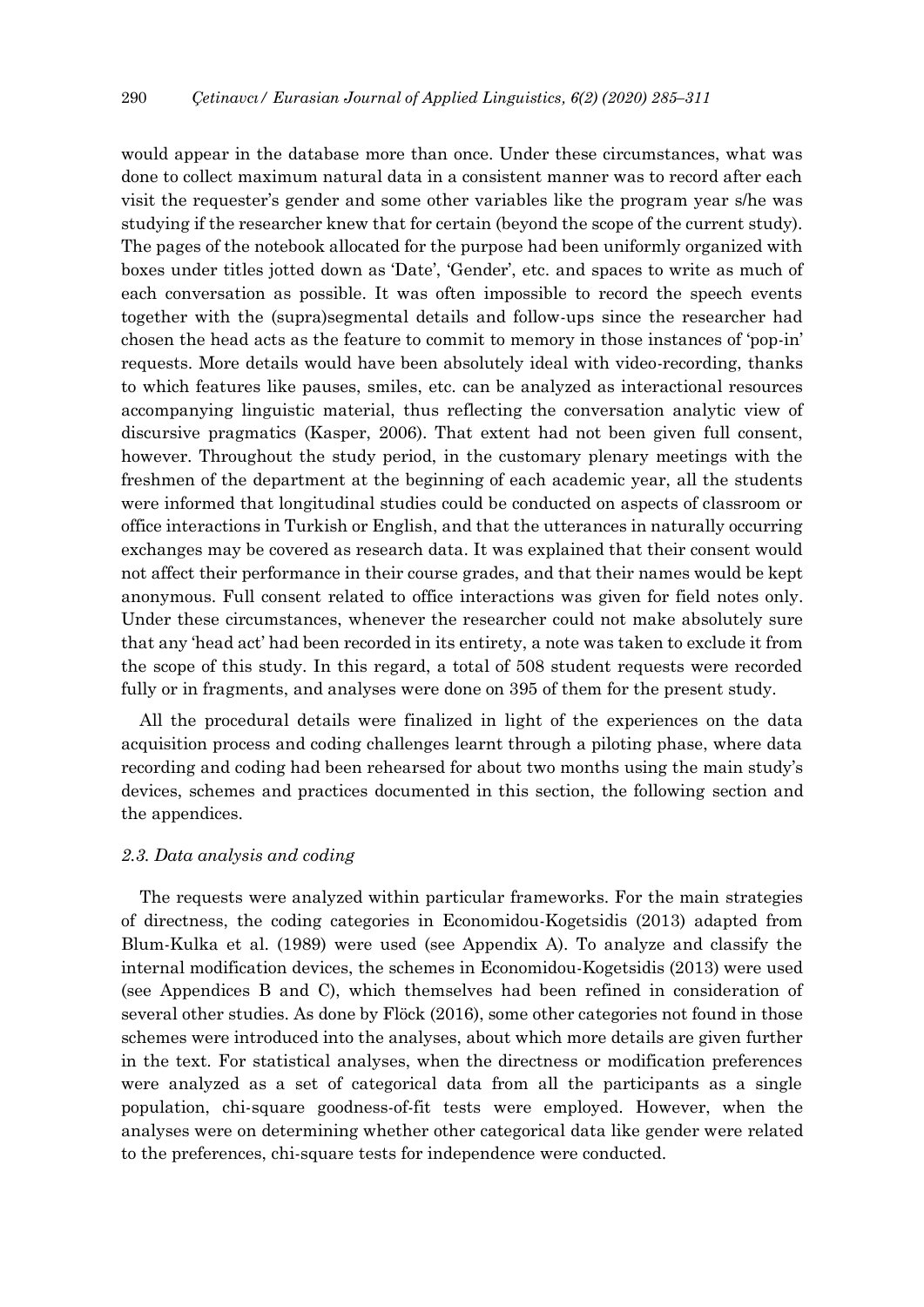would appear in the database more than once. Under these circumstances, what was done to collect maximum natural data in a consistent manner was to record after each visit the requester's gender and some other variables like the program year s/he was studying if the researcher knew that for certain (beyond the scope of the current study). The pages of the notebook allocated for the purpose had been uniformly organized with boxes under titles jotted down as 'Date', 'Gender', etc. and spaces to write as much of each conversation as possible. It was often impossible to record the speech events together with the (supra)segmental details and follow-ups since the researcher had chosen the head acts as the feature to commit to memory in those instances of 'pop-in' requests. More details would have been absolutely ideal with video-recording, thanks to which features like pauses, smiles, etc. can be analyzed as interactional resources accompanying linguistic material, thus reflecting the conversation analytic view of discursive pragmatics (Kasper, 2006). That extent had not been given full consent, however. Throughout the study period, in the customary plenary meetings with the freshmen of the department at the beginning of each academic year, all the students were informed that longitudinal studies could be conducted on aspects of classroom or office interactions in Turkish or English, and that the utterances in naturally occurring exchanges may be covered as research data. It was explained that their consent would not affect their performance in their course grades, and that their names would be kept anonymous. Full consent related to office interactions was given for field notes only. Under these circumstances, whenever the researcher could not make absolutely sure that any 'head act' had been recorded in its entirety, a note was taken to exclude it from the scope of this study. In this regard, a total of 508 student requests were recorded fully or in fragments, and analyses were done on 395 of them for the present study.

All the procedural details were finalized in light of the experiences on the data acquisition process and coding challenges learnt through a piloting phase, where data recording and coding had been rehearsed for about two months using the main study's devices, schemes and practices documented in this section, the following section and the appendices.

### *2.3. Data analysis and coding*

The requests were analyzed within particular frameworks. For the main strategies of directness, the coding categories in Economidou-Kogetsidis (2013) adapted from Blum-Kulka et al. (1989) were used (see Appendix A). To analyze and classify the internal modification devices, the schemes in Economidou-Kogetsidis (2013) were used (see Appendices B and C), which themselves had been refined in consideration of several other studies. As done by Flöck (2016), some other categories not found in those schemes were introduced into the analyses, about which more details are given further in the text. For statistical analyses, when the directness or modification preferences were analyzed as a set of categorical data from all the participants as a single population, chi-square goodness-of-fit tests were employed. However, when the analyses were on determining whether other categorical data like gender were related to the preferences, chi-square tests for independence were conducted.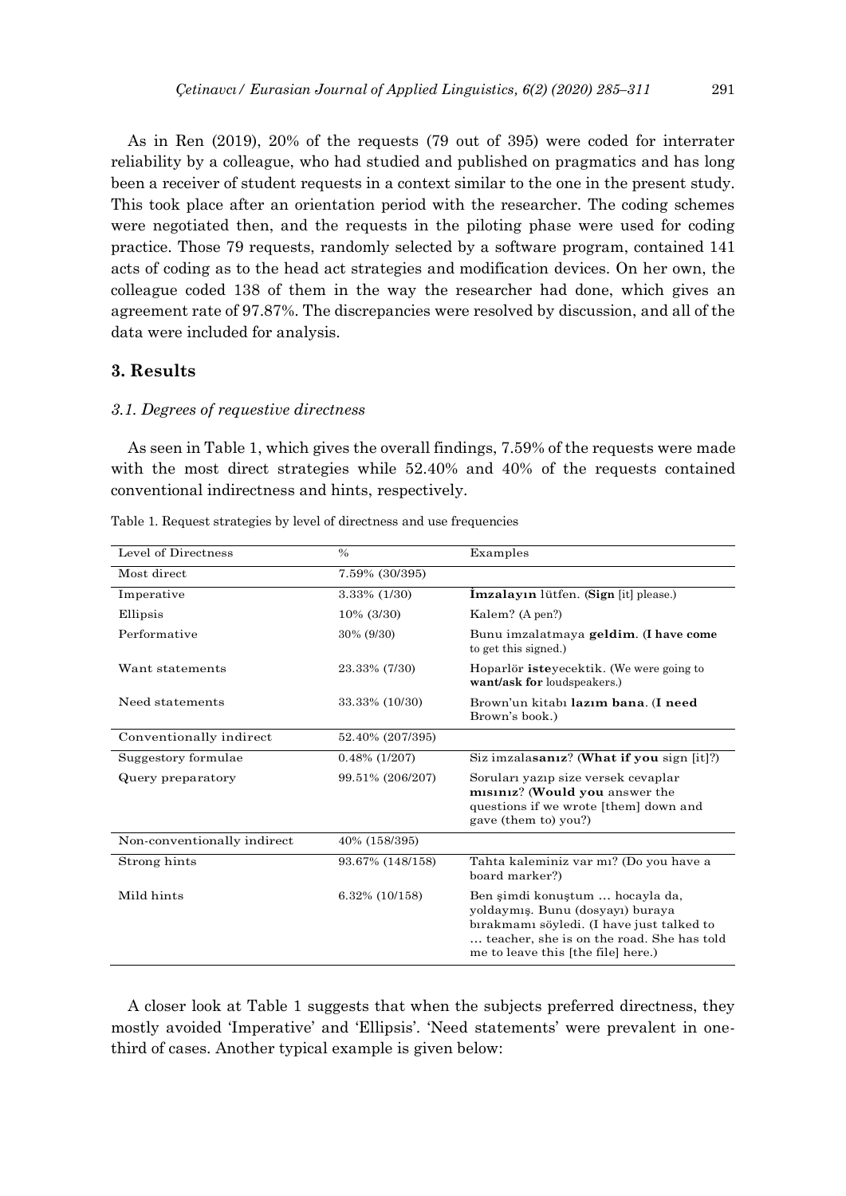As in Ren (2019), 20% of the requests (79 out of 395) were coded for interrater reliability by a colleague, who had studied and published on pragmatics and has long been a receiver of student requests in a context similar to the one in the present study. This took place after an orientation period with the researcher. The coding schemes were negotiated then, and the requests in the piloting phase were used for coding practice. Those 79 requests, randomly selected by a software program, contained 141 acts of coding as to the head act strategies and modification devices. On her own, the colleague coded 138 of them in the way the researcher had done, which gives an agreement rate of 97.87%. The discrepancies were resolved by discussion, and all of the data were included for analysis.

## 3. Results

### *3.1. Degrees of requestive directness*

As seen in Table 1, which gives the overall findings, 7.59% of the requests were made with the most direct strategies while 52.40% and 40% of the requests contained conventional indirectness and hints, respectively.

Table 1. Request strategies by level of directness and use frequencies

| Level of Directness | % | Examples |
|---|---|---|
| Most direct | 7.59% (30/395) | |
| Imperative | 3.33% (1/30) | **İmzalayın** lütfen. (**Sign** [it] please.) |
| Ellipsis | 10% (3/30) | Kalem? (A pen?) |
| Performative | 30% (9/30) | Bunu imzalatmaya **geldim**. (**I have come** to get this signed.) |
| Want statements | 23.33% (7/30) | Hoparlör **iste**yecektik. (We were going to **want/ask for** loudspeakers.) |
| Need statements | 33.33% (10/30) | Brown'un kitabı **lazım bana**. (**I need** Brown's book.) |
| Conventionally indirect | 52.40% (207/395) | |
| Suggestory formulae | 0.48% (1/207) | Siz imzala**sanız**? (**What if you** sign [it]?) |
| Query preparatory | 99.51% (206/207) | Soruları yazıp size versek cevaplar **mısınız**? (**Would you** answer the questions if we wrote [them] down and gave (them to) you?) |
| Non-conventionally indirect | 40% (158/395) | |
| Strong hints | 93.67% (148/158) | Tahta kaleminiz var mı? (Do you have a board marker?) |
| Mild hints | 6.32% (10/158) | Ben şimdi konuştum … hocayla da, yoldaymış. Bunu (dosyayı) buraya bırakmamı söyledi. (I have just talked to … teacher, she is on the road. She has told me to leave this [the file] here.) |

A closer look at Table 1 suggests that when the subjects preferred directness, they mostly avoided 'Imperative' and 'Ellipsis'. 'Need statements' were prevalent in one-third of cases. Another typical example is given below: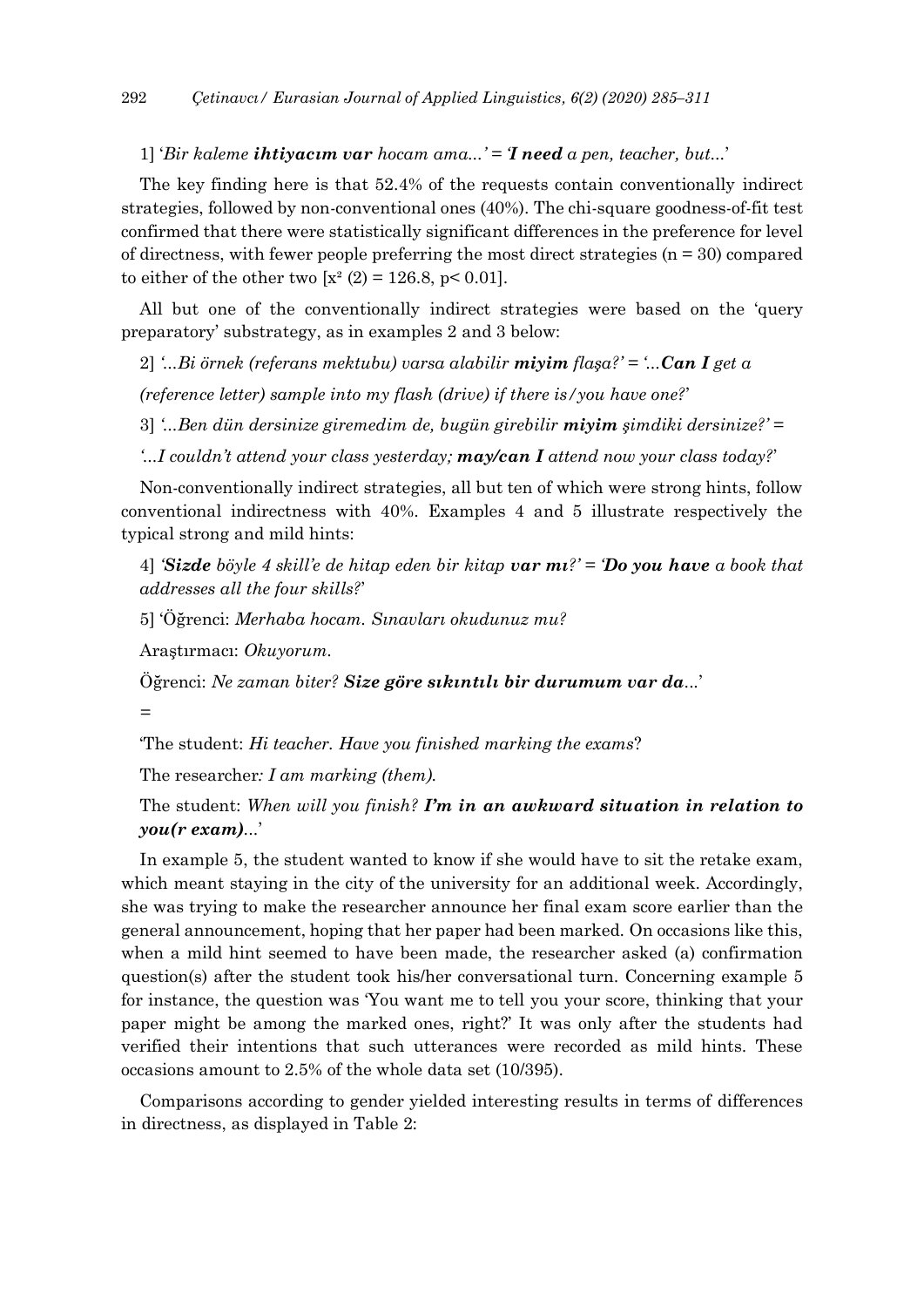1] '*Bir kaleme **ihtiyacım var** hocam ama...*' = '***I need** a pen, teacher, but...*'

The key finding here is that 52.4% of the requests contain conventionally indirect strategies, followed by non-conventional ones (40%). The chi-square goodness-of-fit test confirmed that there were statistically significant differences in the preference for level of directness, with fewer people preferring the most direct strategies (n = 30) compared to either of the other two [$x^2$ (2) = 126.8, p< 0.01].

All but one of the conventionally indirect strategies were based on the 'query preparatory' substrategy, as in examples 2 and 3 below:

2] '*...Bi örnek (referans mektubu) varsa alabilir **miyim** flaşa?*' = '*...**Can I** get a (reference letter) sample into my flash (drive) if there is/you have one?*'

3] '*...Ben dün dersinize giremedim de, bugün girebilir **miyim** şimdiki dersinize?*' = '*...I couldn't attend your class yesterday; **may/can I** attend now your class today?*'

Non-conventionally indirect strategies, all but ten of which were strong hints, follow conventional indirectness with 40%. Examples 4 and 5 illustrate respectively the typical strong and mild hints:

4] '***Sizde** böyle 4 skill'e de hitap eden bir kitap **var mı**?*' = '***Do you have** a book that addresses all the four skills?*'

5] 'Öğrenci: *Merhaba hocam. Sınavları okudunuz mu?*

Araştırmacı: *Okuyorum.*

Öğrenci: *Ne zaman biter? **Size göre sıkıntılı bir durumum var da**...*'

=

'The student: *Hi teacher. Have you finished marking the exams*?

The researcher*: I am marking (them).*

The student: *When will you finish? **I'm in an awkward situation in relation to you(r exam)**...*'

In example 5, the student wanted to know if she would have to sit the retake exam, which meant staying in the city of the university for an additional week. Accordingly, she was trying to make the researcher announce her final exam score earlier than the general announcement, hoping that her paper had been marked. On occasions like this, when a mild hint seemed to have been made, the researcher asked (a) confirmation question(s) after the student took his/her conversational turn. Concerning example 5 for instance, the question was 'You want me to tell you your score, thinking that your paper might be among the marked ones, right?' It was only after the students had verified their intentions that such utterances were recorded as mild hints. These occasions amount to 2.5% of the whole data set (10/395).

Comparisons according to gender yielded interesting results in terms of differences in directness, as displayed in Table 2: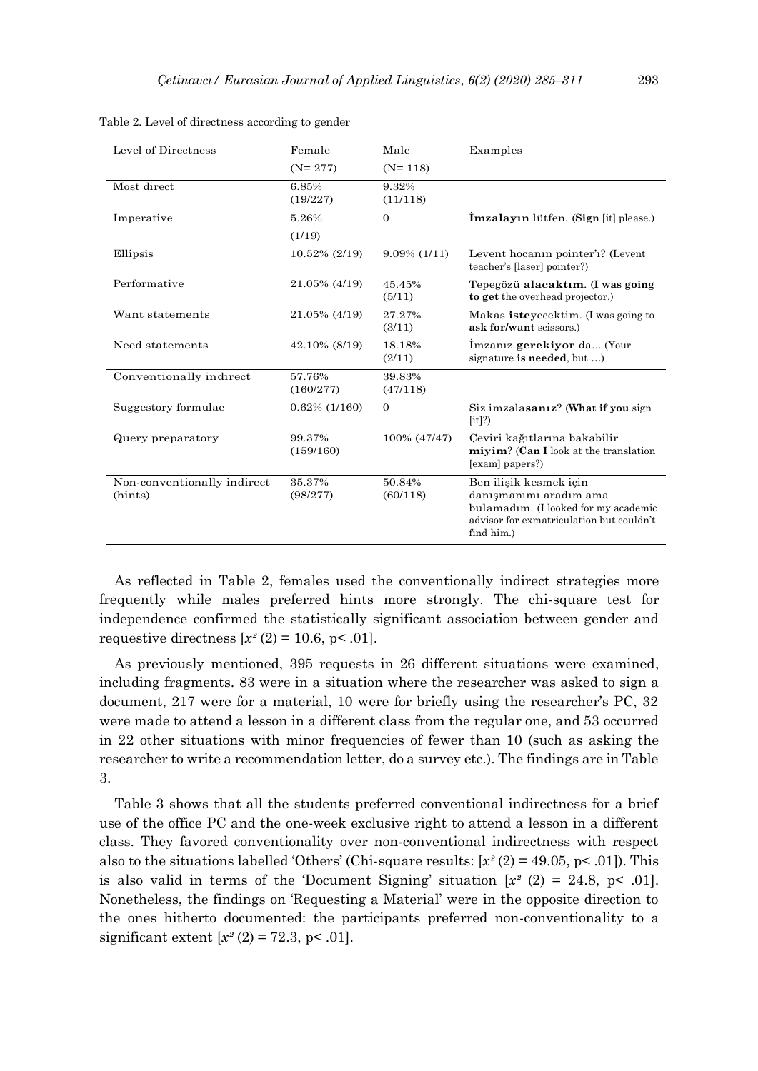Table 2. Level of directness according to gender

| Level of Directness | Female (N= 277) | Male (N= 118) | Examples |
|---|---|---|---|
| Most direct | 6.85% (19/227) | 9.32% (11/118) | |
| Imperative | 5.26% (1/19) | 0 | **İmzalayın** lütfen. (**Sign** [it] please.) |
| Ellipsis | 10.52% (2/19) | 9.09% (1/11) | Levent hocanın pointer'ı? (Levent teacher's [laser] pointer?) |
| Performative | 21.05% (4/19) | 45.45% (5/11) | Tepegözü **alacaktım**. (**I was going to get** the overhead projector.) |
| Want statements | 21.05% (4/19) | 27.27% (3/11) | Makas **iste**yecektim. (I was going to **ask for/want** scissors.) |
| Need statements | 42.10% (8/19) | 18.18% (2/11) | İmzanız **gerekiyor** da... (Your signature **is needed**, but ...) |
| Conventionally indirect | 57.76% (160/277) | 39.83% (47/118) | |
| Suggestory formulae | 0.62% (1/160) | 0 | Siz imzala**sanız**? (**What if you** sign [it]?) |
| Query preparatory | 99.37% (159/160) | 100% (47/47) | Çeviri kağıtlarına bakabilir **miyim**? (**Can I** look at the translation [exam] papers?) |
| Non-conventionally indirect (hints) | 35.37% (98/277) | 50.84% (60/118) | Ben ilişik kesmek için danışmanımı aradım ama bulamadım. (I looked for my academic advisor for exmatriculation but couldn't find him.) |

As reflected in Table 2, females used the conventionally indirect strategies more frequently while males preferred hints more strongly. The chi-square test for independence confirmed the statistically significant association between gender and requestive directness [$x^2$ (2) = 10.6, $p < .01$].

As previously mentioned, 395 requests in 26 different situations were examined, including fragments. 83 were in a situation where the researcher was asked to sign a document, 217 were for a material, 10 were for briefly using the researcher's PC, 32 were made to attend a lesson in a different class from the regular one, and 53 occurred in 22 other situations with minor frequencies of fewer than 10 (such as asking the researcher to write a recommendation letter, do a survey etc.). The findings are in Table 3.

Table 3 shows that all the students preferred conventional indirectness for a brief use of the office PC and the one-week exclusive right to attend a lesson in a different class. They favored conventionality over non-conventional indirectness with respect also to the situations labelled 'Others' (Chi-square results: [$x^2$ (2) = 49.05, $p < .01$]). This is also valid in terms of the 'Document Signing' situation [$x^2$ (2) = 24.8, $p < .01$]. Nonetheless, the findings on 'Requesting a Material' were in the opposite direction to the ones hitherto documented: the participants preferred non-conventionality to a significant extent [$x^2$ (2) = 72.3, $p < .01$].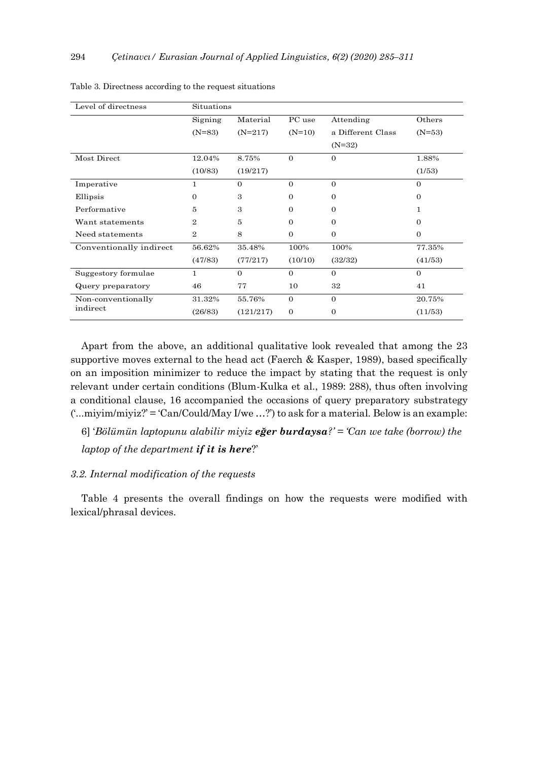Table 3. Directness according to the request situations

| Level of directness | Situations | | | | |
|---|---|---|---|---|---|
| | Signing (N=83) | Material (N=217) | PC use (N=10) | Attending a Different Class (N=32) | Others (N=53) |
| Most Direct | 12.04% (10/83) | 8.75% (19/217) | 0 | 0 | 1.88% (1/53) |
| Imperative | 1 | 0 | 0 | 0 | 0 |
| Ellipsis | 0 | 3 | 0 | 0 | 0 |
| Performative | 5 | 3 | 0 | 0 | 1 |
| Want statements | 2 | 5 | 0 | 0 | 0 |
| Need statements | 2 | 8 | 0 | 0 | 0 |
| Conventionally indirect | 56.62% (47/83) | 35.48% (77/217) | 100% (10/10) | 100% (32/32) | 77.35% (41/53) |
| Suggestory formulae | 1 | 0 | 0 | 0 | 0 |
| Query preparatory | 46 | 77 | 10 | 32 | 41 |
| Non-conventionally indirect | 31.32% (26/83) | 55.76% (121/217) | 0 0 | 0 0 | 20.75% (11/53) |

Apart from the above, an additional qualitative look revealed that among the 23 supportive moves external to the head act (Faerch & Kasper, 1989), based specifically on an imposition minimizer to reduce the impact by stating that the request is only relevant under certain conditions (Blum-Kulka et al., 1989: 288), thus often involving a conditional clause, 16 accompanied the occasions of query preparatory substrategy ('...miyim/miyiz?' = 'Can/Could/May I/we …?') to ask for a material. Below is an example:

6] '*Bölümün laptopunu alabilir miyiz **eğer burdaysa**?' = 'Can we take (borrow) the laptop of the department **if it is here***?'

### *3.2. Internal modification of the requests*

Table 4 presents the overall findings on how the requests were modified with lexical/phrasal devices.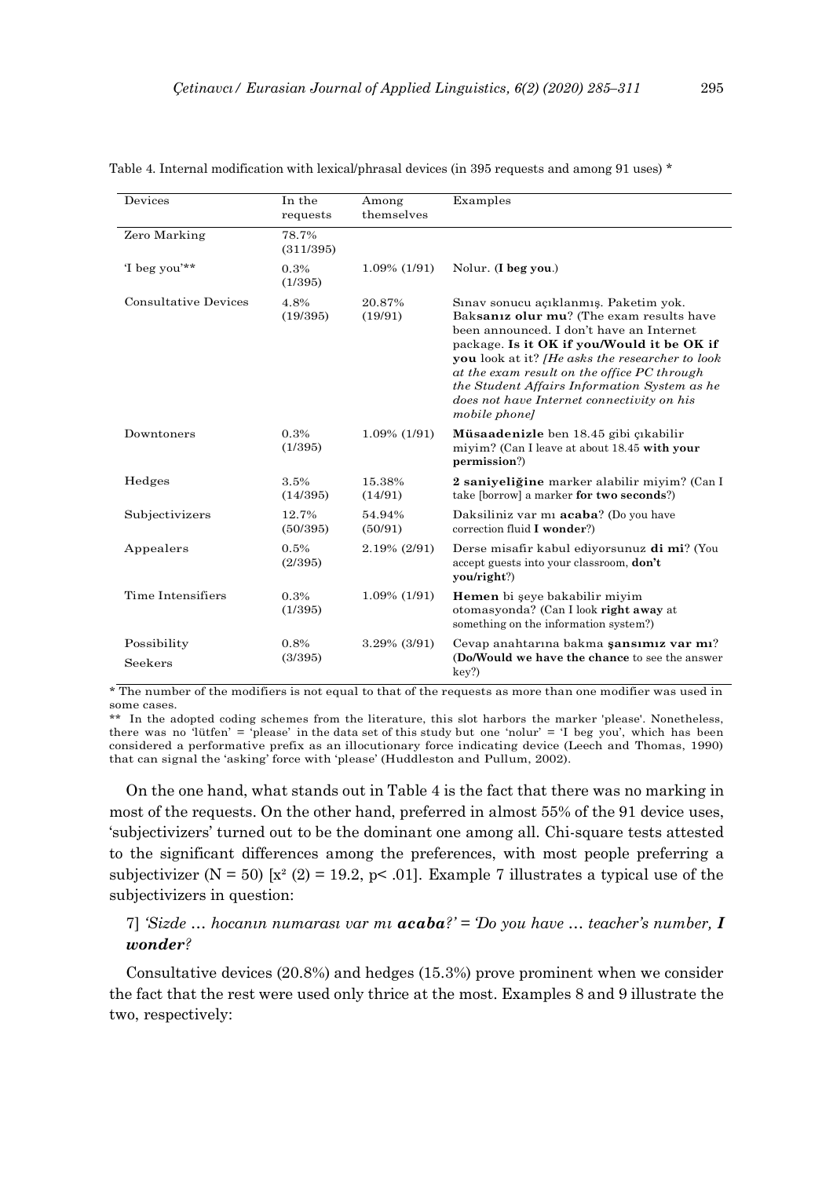Table 4. Internal modification with lexical/phrasal devices (in 395 requests and among 91 uses) *

| Devices | In the requests | Among themselves | Examples |
|---|---|---|---|
| Zero Marking | 78.7% (311/395) | | |
| 'I beg you'** | 0.3% (1/395) | 1.09% (1/91) | Nolur. (**I beg you**.) |
| Consultative Devices | 4.8% (19/395) | 20.87% (19/91) | Sınav sonucu açıklanmış. Paketim yok. Bak**sanız olur mu**? (The exam results have been announced. I don't have an Internet package. **Is it OK if you/Would it be OK if you** look at it? *[He asks the researcher to look at the exam result on the office PC through the Student Affairs Information System as he does not have Internet connectivity on his mobile phone]* |
| Downtoners | 0.3% (1/395) | 1.09% (1/91) | **Müsaadenizle** ben 18.45 gibi çıkabilir miyim? (Can I leave at about 18.45 **with your permission**?) |
| Hedges | 3.5% (14/395) | 15.38% (14/91) | **2 saniyeliğine** marker alabilir miyim? (Can I take [borrow] a marker **for two seconds**?) |
| Subjectivizers | 12.7% (50/395) | 54.94% (50/91) | Daksiliniz var mı **acaba**? (Do you have correction fluid **I wonder**?) |
| Appealers | 0.5% (2/395) | 2.19% (2/91) | Derse misafir kabul ediyorsunuz **di mi**? (You accept guests into your classroom, **don't you/right**?) |
| Time Intensifiers | 0.3% (1/395) | 1.09% (1/91) | **Hemen** bi şeye bakabilir miyim otomasyonda? (Can I look **right away** at something on the information system?) |
| Possibility Seekers | 0.8% (3/395) | 3.29% (3/91) | Cevap anahtarına bakma **şansımız var mı**? (**Do/Would we have the chance** to see the answer key?) |

* The number of the modifiers is not equal to that of the requests as more than one modifier was used in some cases.

** In the adopted coding schemes from the literature, this slot harbors the marker 'please'. Nonetheless, there was no 'lütfen' = 'please' in the data set of this study but one 'nolur' = 'I beg you', which has been considered a performative prefix as an illocutionary force indicating device (Leech and Thomas, 1990) that can signal the 'asking' force with 'please' (Huddleston and Pullum, 2002).

On the one hand, what stands out in Table 4 is the fact that there was no marking in most of the requests. On the other hand, preferred in almost 55% of the 91 device uses, 'subjectivizers' turned out to be the dominant one among all. Chi-square tests attested to the significant differences among the preferences, with most people preferring a subjectivizer (N = 50) [$x^2$ (2) = 19.2, p< .01]. Example 7 illustrates a typical use of the subjectivizers in question:

7] *'Sizde … hocanın numarası var mı **acaba**?' = 'Do you have … teacher's number, **I wonder**?*

Consultative devices (20.8%) and hedges (15.3%) prove prominent when we consider the fact that the rest were used only thrice at the most. Examples 8 and 9 illustrate the two, respectively: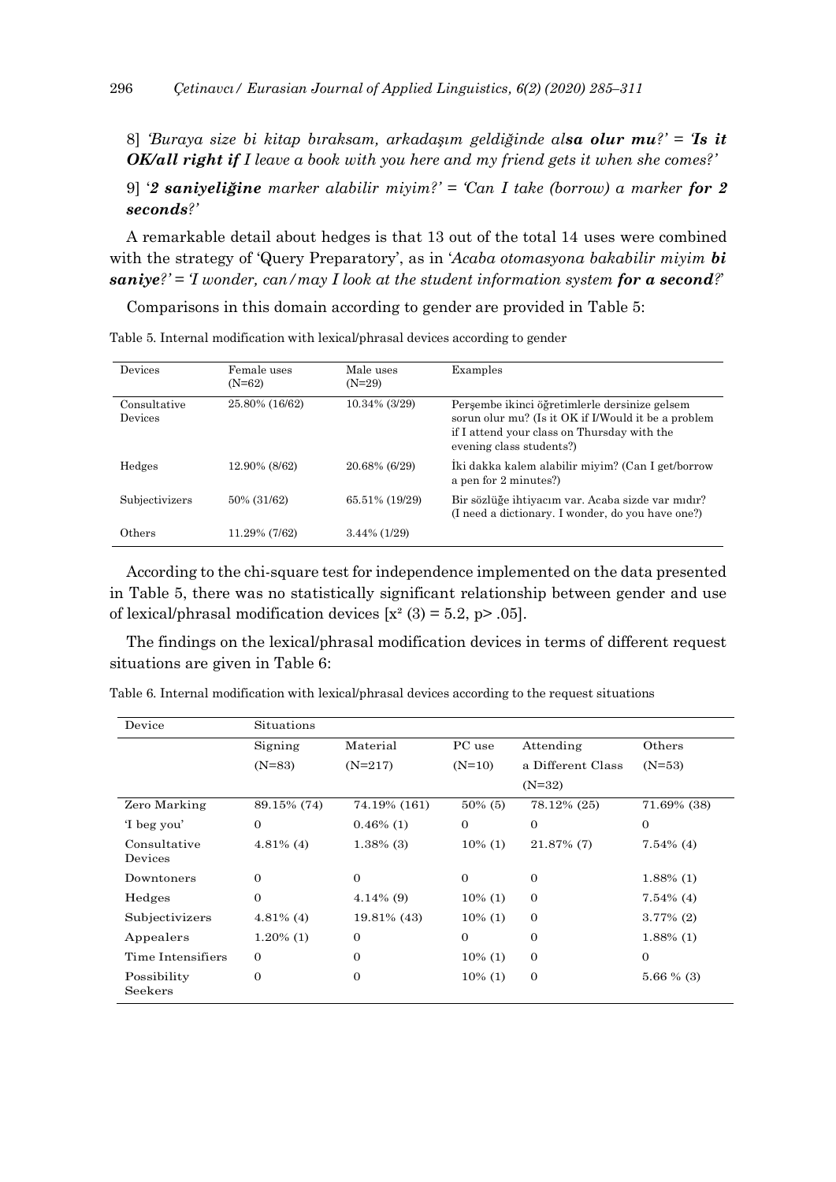8] *'Buraya size bi kitap bıraksam, arkadaşım geldiğinde al**sa olur mu**?'* = *'**Is it OK/all right if** I leave a book with you here and my friend gets it when she comes?'*

9] '***2 saniyeliğine** marker alabilir miyim?'* = *'Can I take (borrow) a marker **for 2 seconds**?'*

A remarkable detail about hedges is that 13 out of the total 14 uses were combined with the strategy of 'Query Preparatory', as in '*Acaba otomasyona bakabilir miyim **bi saniye**?'* = *'I wonder, can/may I look at the student information system **for a second**?'*

Comparisons in this domain according to gender are provided in Table 5:

Table 5. Internal modification with lexical/phrasal devices according to gender

| Devices | Female uses (N=62) | Male uses (N=29) | Examples |
|---|---|---|---|
| Consultative Devices | 25.80% (16/62) | 10.34% (3/29) | Perşembe ikinci öğretimlerle dersinize gelsem sorun olur mu? (Is it OK if I/Would it be a problem if I attend your class on Thursday with the evening class students?) |
| Hedges | 12.90% (8/62) | 20.68% (6/29) | İki dakka kalem alabilir miyim? (Can I get/borrow a pen for 2 minutes?) |
| Subjectivizers | 50% (31/62) | 65.51% (19/29) | Bir sözlüğe ihtiyacım var. Acaba sizde var mıdır? (I need a dictionary. I wonder, do you have one?) |
| Others | 11.29% (7/62) | 3.44% (1/29) | |

According to the chi-square test for independence implemented on the data presented in Table 5, there was no statistically significant relationship between gender and use of lexical/phrasal modification devices [$x^2$ (3) = 5.2, p> .05].

The findings on the lexical/phrasal modification devices in terms of different request situations are given in Table 6:

Table 6. Internal modification with lexical/phrasal devices according to the request situations

| Device | Situations | | | | |
|---|---|---|---|---|---|
| | Signing (N=83) | Material (N=217) | PC use (N=10) | Attending a Different Class (N=32) | Others (N=53) |
| Zero Marking | 89.15% (74) | 74.19% (161) | 50% (5) | 78.12% (25) | 71.69% (38) |
| 'I beg you' | 0 | 0.46% (1) | 0 | 0 | 0 |
| Consultative Devices | 4.81% (4) | 1.38% (3) | 10% (1) | 21.87% (7) | 7.54% (4) |
| Downtoners | 0 | 0 | 0 | 0 | 1.88% (1) |
| Hedges | 0 | 4.14% (9) | 10% (1) | 0 | 7.54% (4) |
| Subjectivizers | 4.81% (4) | 19.81% (43) | 10% (1) | 0 | 3.77% (2) |
| Appealers | 1.20% (1) | 0 | 0 | 0 | 1.88% (1) |
| Time Intensifiers | 0 | 0 | 10% (1) | 0 | 0 |
| Possibility Seekers | 0 | 0 | 10% (1) | 0 | 5.66 % (3) |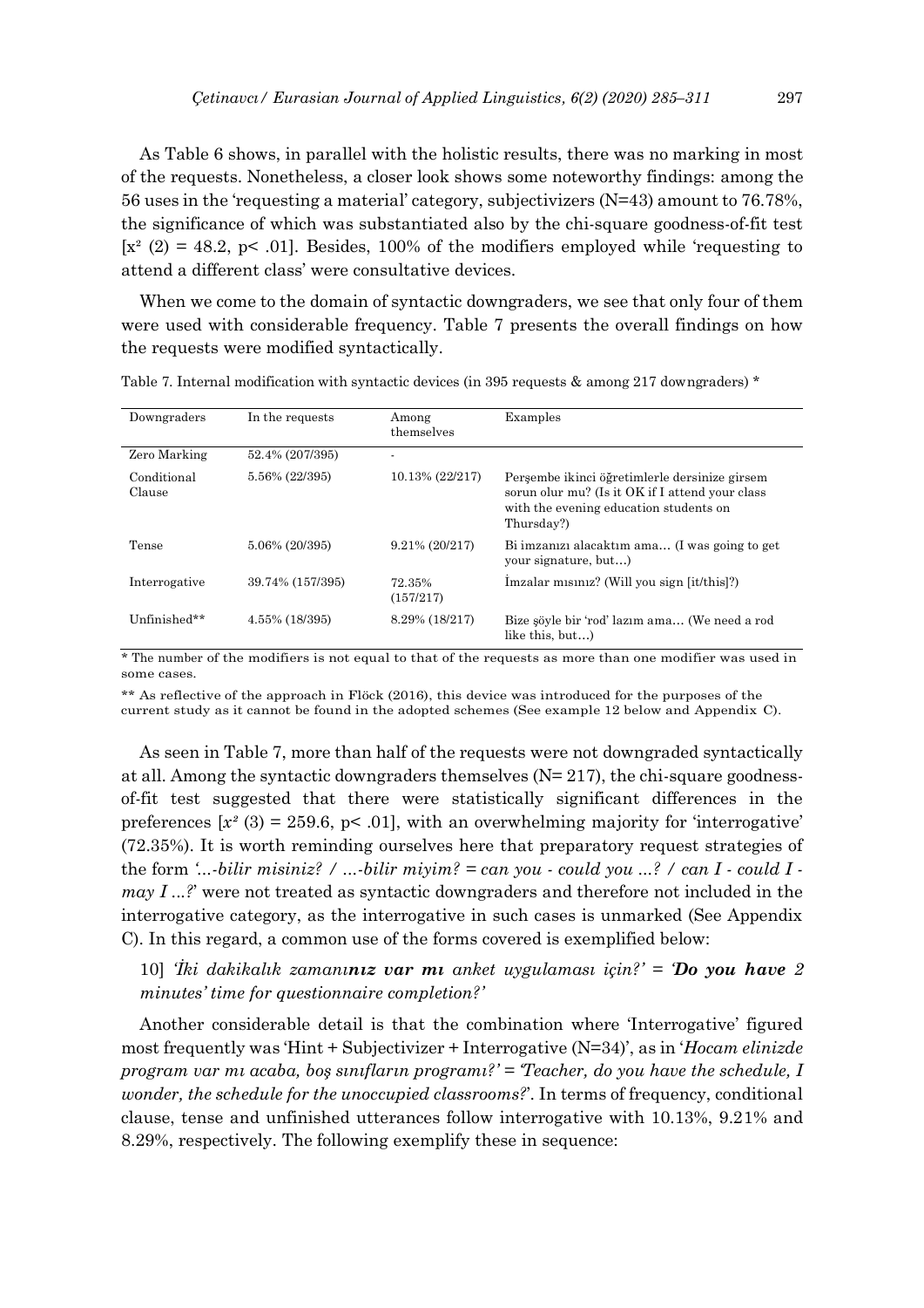As Table 6 shows, in parallel with the holistic results, there was no marking in most of the requests. Nonetheless, a closer look shows some noteworthy findings: among the 56 uses in the 'requesting a material' category, subjectivizers (N=43) amount to 76.78%, the significance of which was substantiated also by the chi-square goodness-of-fit test [$x^2$ (2) = 48.2, p< .01]. Besides, 100% of the modifiers employed while 'requesting to attend a different class' were consultative devices.

When we come to the domain of syntactic downgraders, we see that only four of them were used with considerable frequency. Table 7 presents the overall findings on how the requests were modified syntactically.

Table 7. Internal modification with syntactic devices (in 395 requests & among 217 downgraders) *

| Downgraders | In the requests | Among themselves | Examples |
|---|---|---|---|
| Zero Marking | 52.4% (207/395) | - | |
| Conditional Clause | 5.56% (22/395) | 10.13% (22/217) | Perşembe ikinci öğretimlerle dersinize girsem sorun olur mu? (Is it OK if I attend your class with the evening education students on Thursday?) |
| Tense | 5.06% (20/395) | 9.21% (20/217) | Bi imzanızı alacaktım ama… (I was going to get your signature, but…) |
| Interrogative | 39.74% (157/395) | 72.35% (157/217) | İmzalar mısınız? (Will you sign [it/this]?) |
| Unfinished** | 4.55% (18/395) | 8.29% (18/217) | Bize şöyle bir 'rod' lazım ama… (We need a rod like this, but…) |

* The number of the modifiers is not equal to that of the requests as more than one modifier was used in some cases.

** As reflective of the approach in Flöck (2016), this device was introduced for the purposes of the current study as it cannot be found in the adopted schemes (See example 12 below and Appendix C).

As seen in Table 7, more than half of the requests were not downgraded syntactically at all. Among the syntactic downgraders themselves (N= 217), the chi-square goodness-of-fit test suggested that there were statistically significant differences in the preferences [$x^2$ (3) = 259.6, p< .01], with an overwhelming majority for 'interrogative' (72.35%). It is worth reminding ourselves here that preparatory request strategies of the form *'…-bilir misiniz? / …-bilir miyim? = can you - could you …? / can I - could I - may I …?*' were not treated as syntactic downgraders and therefore not included in the interrogative category, as the interrogative in such cases is unmarked (See Appendix C). In this regard, a common use of the forms covered is exemplified below:

10] *'İki dakikalık zamanı**nız var mı** anket uygulaması için?'* = *'**Do you have** 2 minutes' time for questionnaire completion?'*

Another considerable detail is that the combination where 'Interrogative' figured most frequently was 'Hint + Subjectivizer + Interrogative (N=34)', as in '*Hocam elinizde program var mı acaba, boş sınıfların programı?'* = *'Teacher, do you have the schedule, I wonder, the schedule for the unoccupied classrooms?*'. In terms of frequency, conditional clause, tense and unfinished utterances follow interrogative with 10.13%, 9.21% and 8.29%, respectively. The following exemplify these in sequence: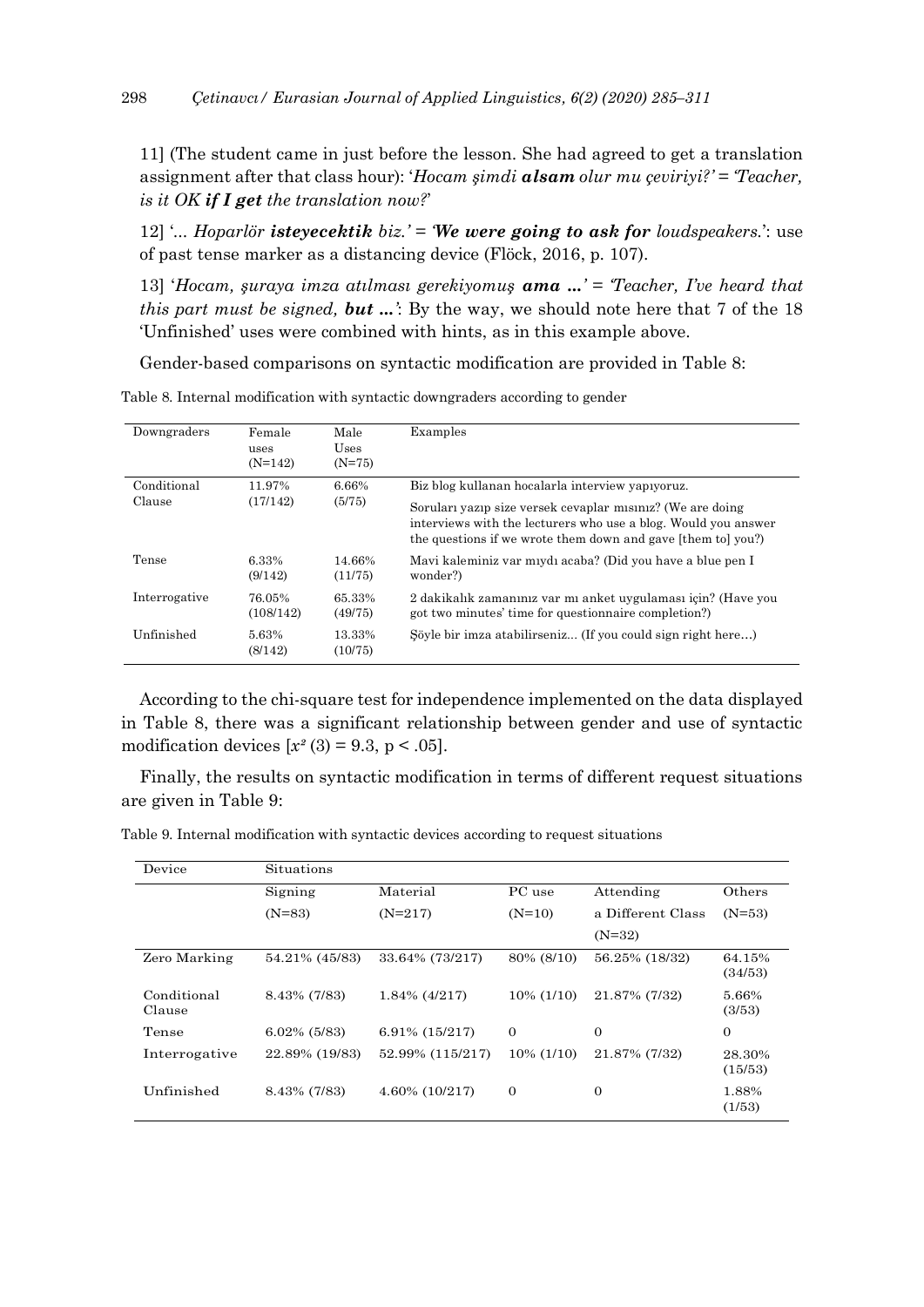11] (The student came in just before the lesson. She had agreed to get a translation assignment after that class hour): '*Hocam şimdi **alsam** olur mu çeviriyi?'* = *'Teacher, is it OK **if I get** the translation now?*'

12] '*... Hoparlör **isteyecektik** biz.'* = *'**We were going to ask for** loudspeakers.*': use of past tense marker as a distancing device (Flöck, 2016, p. 107).

13] '*Hocam, şuraya imza atılması gerekiyomuş **ama ...**'* = *'Teacher, I've heard that this part must be signed, **but ...**'*: By the way, we should note here that 7 of the 18 'Unfinished' uses were combined with hints, as in this example above.

Gender-based comparisons on syntactic modification are provided in Table 8:

Table 8. Internal modification with syntactic downgraders according to gender

| Downgraders | Female uses (N=142) | Male Uses (N=75) | Examples |
|---|---|---|---|
| Conditional Clause | 11.97% (17/142) | 6.66% (5/75) | Biz blog kullanan hocalarla interview yapıyoruz. Soruları yazıp size versek cevaplar mısınız? (We are doing interviews with the lecturers who use a blog. Would you answer the questions if we wrote them down and gave [them to] you?) |
| Tense | 6.33% (9/142) | 14.66% (11/75) | Mavi kaleminiz var mıydı acaba? (Did you have a blue pen I wonder?) |
| Interrogative | 76.05% (108/142) | 65.33% (49/75) | 2 dakikalık zamanınız var mı anket uygulaması için? (Have you got two minutes' time for questionnaire completion?) |
| Unfinished | 5.63% (8/142) | 13.33% (10/75) | Şöyle bir imza atabilirseniz... (If you could sign right here…) |

According to the chi-square test for independence implemented on the data displayed in Table 8, there was a significant relationship between gender and use of syntactic modification devices [$x^2$ (3) = 9.3, p < .05].

Finally, the results on syntactic modification in terms of different request situations are given in Table 9:

Table 9. Internal modification with syntactic devices according to request situations

| Device | Situations | | | | |
|---|---|---|---|---|---|
| | Signing (N=83) | Material (N=217) | PC use (N=10) | Attending a Different Class (N=32) | Others (N=53) |
| Zero Marking | 54.21% (45/83) | 33.64% (73/217) | 80% (8/10) | 56.25% (18/32) | 64.15% (34/53) |
| Conditional Clause | 8.43% (7/83) | 1.84% (4/217) | 10% (1/10) | 21.87% (7/32) | 5.66% (3/53) |
| Tense | 6.02% (5/83) | 6.91% (15/217) | 0 | 0 | 0 |
| Interrogative | 22.89% (19/83) | 52.99% (115/217) | 10% (1/10) | 21.87% (7/32) | 28.30% (15/53) |
| Unfinished | 8.43% (7/83) | 4.60% (10/217) | 0 | 0 | 1.88% (1/53) |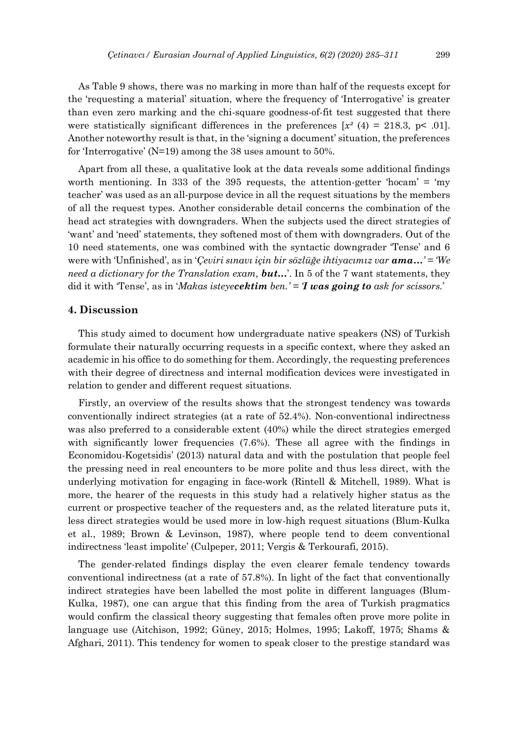As Table 9 shows, there was no marking in more than half of the requests except for the 'requesting a material' situation, where the frequency of 'Interrogative' is greater than even zero marking and the chi-square goodness-of-fit test suggested that there were statistically significant differences in the preferences [$x^2$ (4) = 218.3, p< .01]. Another noteworthy result is that, in the 'signing a document' situation, the preferences for 'Interrogative' (N=19) among the 38 uses amount to 50%.

Apart from all these, a qualitative look at the data reveals some additional findings worth mentioning. In 333 of the 395 requests, the attention-getter 'hocam' = 'my teacher' was used as an all-purpose device in all the request situations by the members of all the request types. Another considerable detail concerns the combination of the head act strategies with downgraders. When the subjects used the direct strategies of 'want' and 'need' statements, they softened most of them with downgraders. Out of the 10 need statements, one was combined with the syntactic downgrader 'Tense' and 6 were with 'Unfinished', as in '*Çeviri sınavı için bir sözlüğe ihtiyacımız var* ***ama…***' = '*We need a dictionary for the Translation exam,* ***but…***'. In 5 of the 7 want statements, they did it with 'Tense', as in '*Makas iste​ye**cektim** ben.*' = '***I was going to*** *ask for scissors.*'

## 4. Discussion

This study aimed to document how undergraduate native speakers (NS) of Turkish formulate their naturally occurring requests in a specific context, where they asked an academic in his office to do something for them. Accordingly, the requesting preferences with their degree of directness and internal modification devices were investigated in relation to gender and different request situations.

Firstly, an overview of the results shows that the strongest tendency was towards conventionally indirect strategies (at a rate of 52.4%). Non-conventional indirectness was also preferred to a considerable extent (40%) while the direct strategies emerged with significantly lower frequencies (7.6%). These all agree with the findings in Economidou-Kogetsidis' (2013) natural data and with the postulation that people feel the pressing need in real encounters to be more polite and thus less direct, with the underlying motivation for engaging in face-work (Rintell & Mitchell, 1989). What is more, the hearer of the requests in this study had a relatively higher status as the current or prospective teacher of the requesters and, as the related literature puts it, less direct strategies would be used more in low-high request situations (Blum-Kulka et al., 1989; Brown & Levinson, 1987), where people tend to deem conventional indirectness 'least impolite' (Culpeper, 2011; Vergis & Terkourafi, 2015).

The gender-related findings display the even clearer female tendency towards conventional indirectness (at a rate of 57.8%). In light of the fact that conventionally indirect strategies have been labelled the most polite in different languages (Blum-Kulka, 1987), one can argue that this finding from the area of Turkish pragmatics would confirm the classical theory suggesting that females often prove more polite in language use (Aitchison, 1992; Güney, 2015; Holmes, 1995; Lakoff, 1975; Shams & Afghari, 2011). This tendency for women to speak closer to the prestige standard was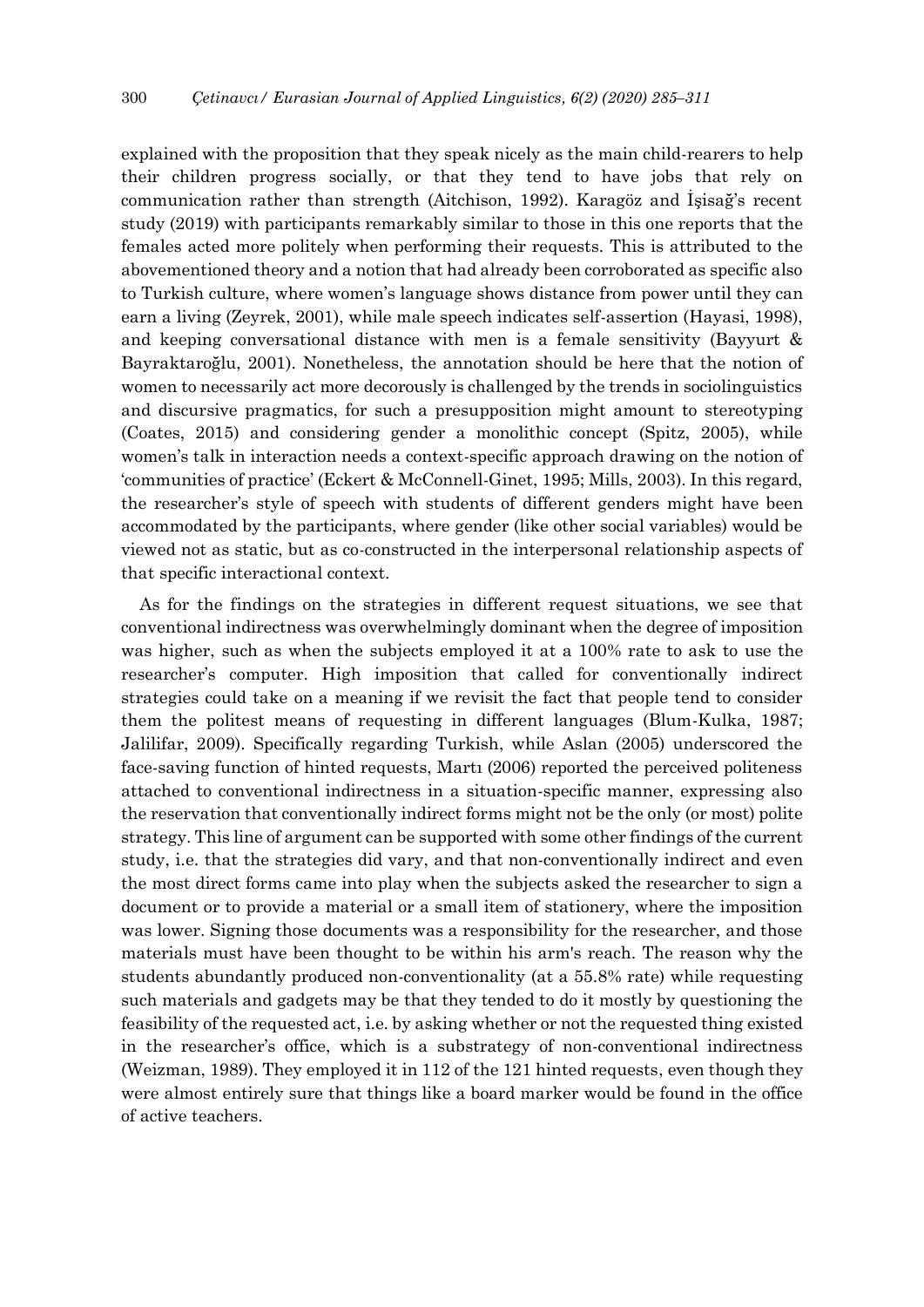explained with the proposition that they speak nicely as the main child-rearers to help their children progress socially, or that they tend to have jobs that rely on communication rather than strength (Aitchison, 1992). Karagöz and İşisağ's recent study (2019) with participants remarkably similar to those in this one reports that the females acted more politely when performing their requests. This is attributed to the abovementioned theory and a notion that had already been corroborated as specific also to Turkish culture, where women's language shows distance from power until they can earn a living (Zeyrek, 2001), while male speech indicates self-assertion (Hayasi, 1998), and keeping conversational distance with men is a female sensitivity (Bayyurt & Bayraktaroğlu, 2001). Nonetheless, the annotation should be here that the notion of women to necessarily act more decorously is challenged by the trends in sociolinguistics and discursive pragmatics, for such a presupposition might amount to stereotyping (Coates, 2015) and considering gender a monolithic concept (Spitz, 2005), while women's talk in interaction needs a context-specific approach drawing on the notion of 'communities of practice' (Eckert & McConnell-Ginet, 1995; Mills, 2003). In this regard, the researcher's style of speech with students of different genders might have been accommodated by the participants, where gender (like other social variables) would be viewed not as static, but as co-constructed in the interpersonal relationship aspects of that specific interactional context.

As for the findings on the strategies in different request situations, we see that conventional indirectness was overwhelmingly dominant when the degree of imposition was higher, such as when the subjects employed it at a 100% rate to ask to use the researcher's computer. High imposition that called for conventionally indirect strategies could take on a meaning if we revisit the fact that people tend to consider them the politest means of requesting in different languages (Blum-Kulka, 1987; Jalilifar, 2009). Specifically regarding Turkish, while Aslan (2005) underscored the face-saving function of hinted requests, Martı (2006) reported the perceived politeness attached to conventional indirectness in a situation-specific manner, expressing also the reservation that conventionally indirect forms might not be the only (or most) polite strategy. This line of argument can be supported with some other findings of the current study, i.e. that the strategies did vary, and that non-conventionally indirect and even the most direct forms came into play when the subjects asked the researcher to sign a document or to provide a material or a small item of stationery, where the imposition was lower. Signing those documents was a responsibility for the researcher, and those materials must have been thought to be within his arm's reach. The reason why the students abundantly produced non-conventionality (at a 55.8% rate) while requesting such materials and gadgets may be that they tended to do it mostly by questioning the feasibility of the requested act, i.e. by asking whether or not the requested thing existed in the researcher's office, which is a substrategy of non-conventional indirectness (Weizman, 1989). They employed it in 112 of the 121 hinted requests, even though they were almost entirely sure that things like a board marker would be found in the office of active teachers.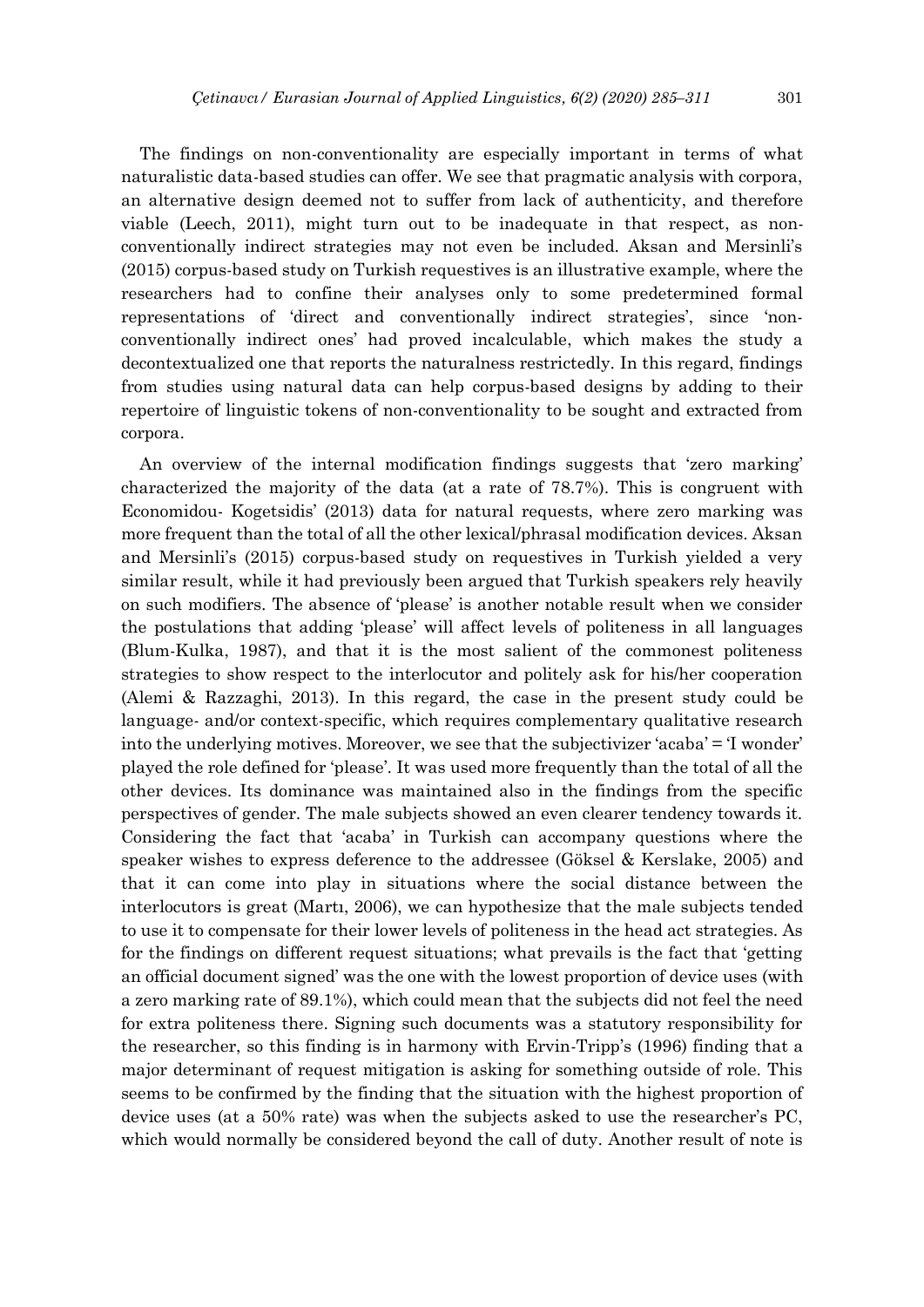The findings on non-conventionality are especially important in terms of what naturalistic data-based studies can offer. We see that pragmatic analysis with corpora, an alternative design deemed not to suffer from lack of authenticity, and therefore viable (Leech, 2011), might turn out to be inadequate in that respect, as non-conventionally indirect strategies may not even be included. Aksan and Mersinli's (2015) corpus-based study on Turkish requestives is an illustrative example, where the researchers had to confine their analyses only to some predetermined formal representations of 'direct and conventionally indirect strategies', since 'non-conventionally indirect ones' had proved incalculable, which makes the study a decontextualized one that reports the naturalness restrictedly. In this regard, findings from studies using natural data can help corpus-based designs by adding to their repertoire of linguistic tokens of non-conventionality to be sought and extracted from corpora.

An overview of the internal modification findings suggests that 'zero marking' characterized the majority of the data (at a rate of 78.7%). This is congruent with Economidou- Kogetsidis' (2013) data for natural requests, where zero marking was more frequent than the total of all the other lexical/phrasal modification devices. Aksan and Mersinli's (2015) corpus-based study on requestives in Turkish yielded a very similar result, while it had previously been argued that Turkish speakers rely heavily on such modifiers. The absence of 'please' is another notable result when we consider the postulations that adding 'please' will affect levels of politeness in all languages (Blum-Kulka, 1987), and that it is the most salient of the commonest politeness strategies to show respect to the interlocutor and politely ask for his/her cooperation (Alemi & Razzaghi, 2013). In this regard, the case in the present study could be language- and/or context-specific, which requires complementary qualitative research into the underlying motives. Moreover, we see that the subjectivizer 'acaba' = 'I wonder' played the role defined for 'please'. It was used more frequently than the total of all the other devices. Its dominance was maintained also in the findings from the specific perspectives of gender. The male subjects showed an even clearer tendency towards it. Considering the fact that 'acaba' in Turkish can accompany questions where the speaker wishes to express deference to the addressee (Göksel & Kerslake, 2005) and that it can come into play in situations where the social distance between the interlocutors is great (Martı, 2006), we can hypothesize that the male subjects tended to use it to compensate for their lower levels of politeness in the head act strategies. As for the findings on different request situations; what prevails is the fact that 'getting an official document signed' was the one with the lowest proportion of device uses (with a zero marking rate of 89.1%), which could mean that the subjects did not feel the need for extra politeness there. Signing such documents was a statutory responsibility for the researcher, so this finding is in harmony with Ervin-Tripp's (1996) finding that a major determinant of request mitigation is asking for something outside of role. This seems to be confirmed by the finding that the situation with the highest proportion of device uses (at a 50% rate) was when the subjects asked to use the researcher's PC, which would normally be considered beyond the call of duty. Another result of note is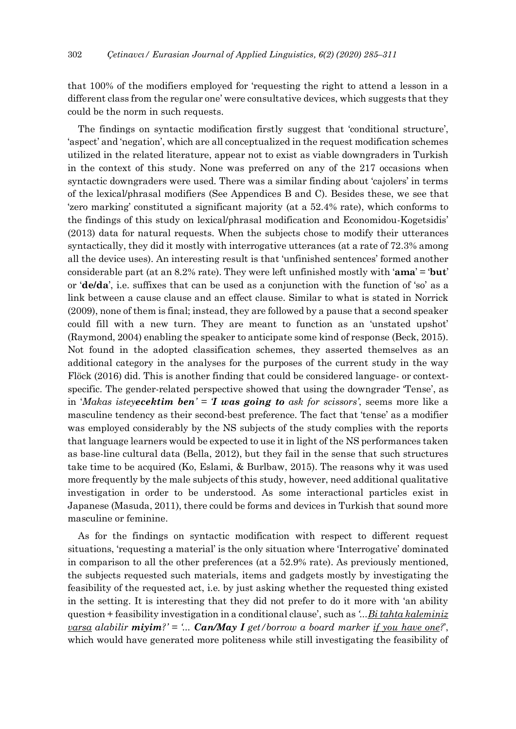that 100% of the modifiers employed for 'requesting the right to attend a lesson in a different class from the regular one' were consultative devices, which suggests that they could be the norm in such requests.

The findings on syntactic modification firstly suggest that 'conditional structure', 'aspect' and 'negation', which are all conceptualized in the request modification schemes utilized in the related literature, appear not to exist as viable downgraders in Turkish in the context of this study. None was preferred on any of the 217 occasions when syntactic downgraders were used. There was a similar finding about 'cajolers' in terms of the lexical/phrasal modifiers (See Appendices B and C). Besides these, we see that 'zero marking' constituted a significant majority (at a 52.4% rate), which conforms to the findings of this study on lexical/phrasal modification and Economidou-Kogetsidis' (2013) data for natural requests. When the subjects chose to modify their utterances syntactically, they did it mostly with interrogative utterances (at a rate of 72.3% among all the device uses). An interesting result is that 'unfinished sentences' formed another considerable part (at an 8.2% rate). They were left unfinished mostly with '**ama**' = '**but**' or '**de/da**', i.e. suffixes that can be used as a conjunction with the function of 'so' as a link between a cause clause and an effect clause. Similar to what is stated in Norrick (2009), none of them is final; instead, they are followed by a pause that a second speaker could fill with a new turn. They are meant to function as an 'unstated upshot' (Raymond, 2004) enabling the speaker to anticipate some kind of response (Beck, 2015). Not found in the adopted classification schemes, they asserted themselves as an additional category in the analyses for the purposes of the current study in the way Flöck (2016) did. This is another finding that could be considered language- or context-specific. The gender-related perspective showed that using the downgrader 'Tense', as in '*Makas istey**ecektim ben*** ' = '***I was going to** ask for scissors*', seems more like a masculine tendency as their second-best preference. The fact that 'tense' as a modifier was employed considerably by the NS subjects of the study complies with the reports that language learners would be expected to use it in light of the NS performances taken as base-line cultural data (Bella, 2012), but they fail in the sense that such structures take time to be acquired (Ko, Eslami, & Burlbaw, 2015). The reasons why it was used more frequently by the male subjects of this study, however, need additional qualitative investigation in order to be understood. As some interactional particles exist in Japanese (Masuda, 2011), there could be forms and devices in Turkish that sound more masculine or feminine.

As for the findings on syntactic modification with respect to different request situations, 'requesting a material' is the only situation where 'Interrogative' dominated in comparison to all the other preferences (at a 52.9% rate). As previously mentioned, the subjects requested such materials, items and gadgets mostly by investigating the feasibility of the requested act, i.e. by just asking whether the requested thing existed in the setting. It is interesting that they did not prefer to do it more with 'an ability question + feasibility investigation in a conditional clause', such as '*...<u>Bi tahta kaleminiz varsa</u> alabilir **miyim**?*' = '*... **Can/May I** get/borrow a board marker <u>if you have one</u>?*', which would have generated more politeness while still investigating the feasibility of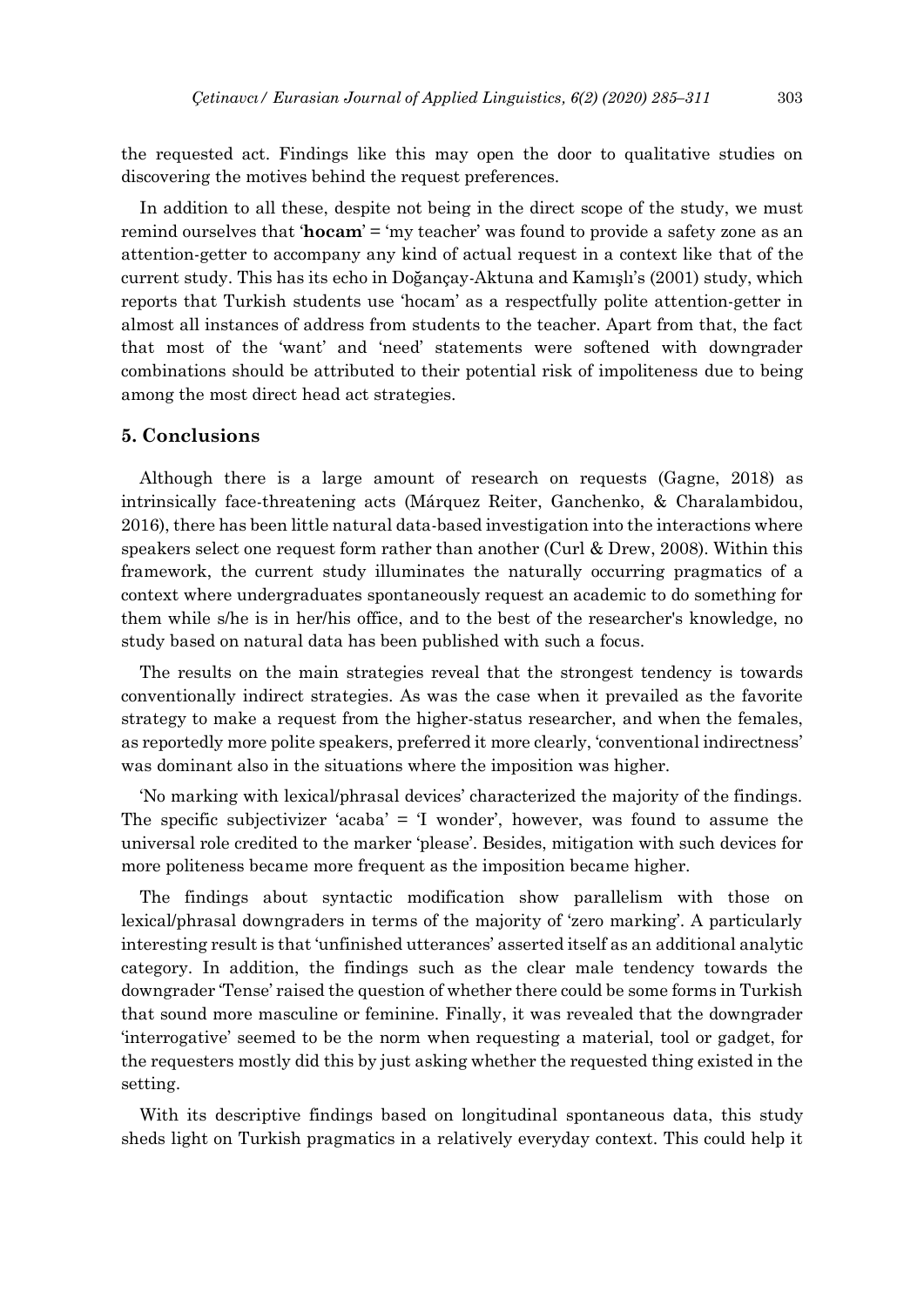the requested act. Findings like this may open the door to qualitative studies on discovering the motives behind the request preferences.

In addition to all these, despite not being in the direct scope of the study, we must remind ourselves that '**hocam**' = 'my teacher' was found to provide a safety zone as an attention-getter to accompany any kind of actual request in a context like that of the current study. This has its echo in Doğançay-Aktuna and Kamışlı's (2001) study, which reports that Turkish students use 'hocam' as a respectfully polite attention-getter in almost all instances of address from students to the teacher. Apart from that, the fact that most of the 'want' and 'need' statements were softened with downgrader combinations should be attributed to their potential risk of impoliteness due to being among the most direct head act strategies.

## 5. Conclusions

Although there is a large amount of research on requests (Gagne, 2018) as intrinsically face-threatening acts (Márquez Reiter, Ganchenko, & Charalambidou, 2016), there has been little natural data-based investigation into the interactions where speakers select one request form rather than another (Curl & Drew, 2008). Within this framework, the current study illuminates the naturally occurring pragmatics of a context where undergraduates spontaneously request an academic to do something for them while s/he is in her/his office, and to the best of the researcher's knowledge, no study based on natural data has been published with such a focus.

The results on the main strategies reveal that the strongest tendency is towards conventionally indirect strategies. As was the case when it prevailed as the favorite strategy to make a request from the higher-status researcher, and when the females, as reportedly more polite speakers, preferred it more clearly, 'conventional indirectness' was dominant also in the situations where the imposition was higher.

'No marking with lexical/phrasal devices' characterized the majority of the findings. The specific subjectivizer 'acaba' = 'I wonder', however, was found to assume the universal role credited to the marker 'please'. Besides, mitigation with such devices for more politeness became more frequent as the imposition became higher.

The findings about syntactic modification show parallelism with those on lexical/phrasal downgraders in terms of the majority of 'zero marking'. A particularly interesting result is that 'unfinished utterances' asserted itself as an additional analytic category. In addition, the findings such as the clear male tendency towards the downgrader 'Tense' raised the question of whether there could be some forms in Turkish that sound more masculine or feminine. Finally, it was revealed that the downgrader 'interrogative' seemed to be the norm when requesting a material, tool or gadget, for the requesters mostly did this by just asking whether the requested thing existed in the setting.

With its descriptive findings based on longitudinal spontaneous data, this study sheds light on Turkish pragmatics in a relatively everyday context. This could help it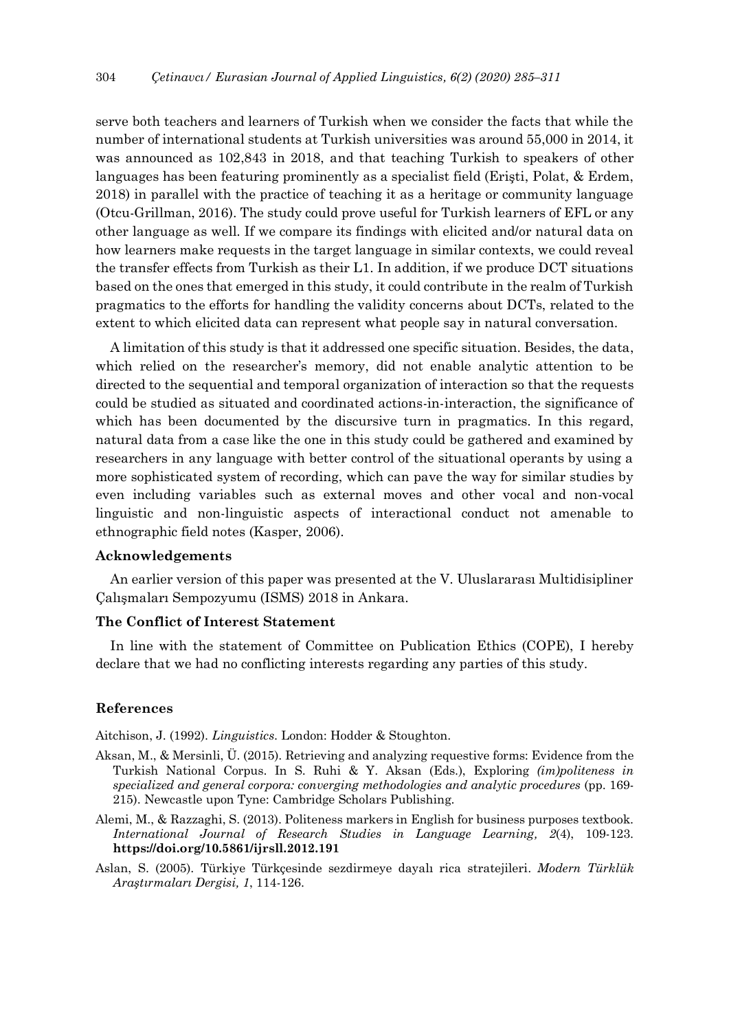serve both teachers and learners of Turkish when we consider the facts that while the number of international students at Turkish universities was around 55,000 in 2014, it was announced as 102,843 in 2018, and that teaching Turkish to speakers of other languages has been featuring prominently as a specialist field (Erişti, Polat, & Erdem, 2018) in parallel with the practice of teaching it as a heritage or community language (Otcu-Grillman, 2016). The study could prove useful for Turkish learners of EFL or any other language as well. If we compare its findings with elicited and/or natural data on how learners make requests in the target language in similar contexts, we could reveal the transfer effects from Turkish as their L1. In addition, if we produce DCT situations based on the ones that emerged in this study, it could contribute in the realm of Turkish pragmatics to the efforts for handling the validity concerns about DCTs, related to the extent to which elicited data can represent what people say in natural conversation.

A limitation of this study is that it addressed one specific situation. Besides, the data, which relied on the researcher's memory, did not enable analytic attention to be directed to the sequential and temporal organization of interaction so that the requests could be studied as situated and coordinated actions-in-interaction, the significance of which has been documented by the discursive turn in pragmatics. In this regard, natural data from a case like the one in this study could be gathered and examined by researchers in any language with better control of the situational operants by using a more sophisticated system of recording, which can pave the way for similar studies by even including variables such as external moves and other vocal and non-vocal linguistic and non-linguistic aspects of interactional conduct not amenable to ethnographic field notes (Kasper, 2006).

### Acknowledgements

An earlier version of this paper was presented at the V. Uluslararası Multidisipliner Çalışmaları Sempozyumu (ISMS) 2018 in Ankara.

### The Conflict of Interest Statement

In line with the statement of Committee on Publication Ethics (COPE), I hereby declare that we had no conflicting interests regarding any parties of this study.

## References

Aitchison, J. (1992). *Linguistics*. London: Hodder & Stoughton.

Aksan, M., & Mersinli, Ü. (2015). Retrieving and analyzing requestive forms: Evidence from the Turkish National Corpus. In S. Ruhi & Y. Aksan (Eds.), Exploring *(im)politeness in specialized and general corpora: converging methodologies and analytic procedures* (pp. 169-215). Newcastle upon Tyne: Cambridge Scholars Publishing.

Alemi, M., & Razzaghi, S. (2013). Politeness markers in English for business purposes textbook. *International Journal of Research Studies in Language Learning, 2*(4), 109-123. **https://doi.org/10.5861/ijrsll.2012.191**

Aslan, S. (2005). Türkiye Türkçesinde sezdirmeye dayalı rica stratejileri. *Modern Türklük Araştırmaları Dergisi, 1*, 114-126.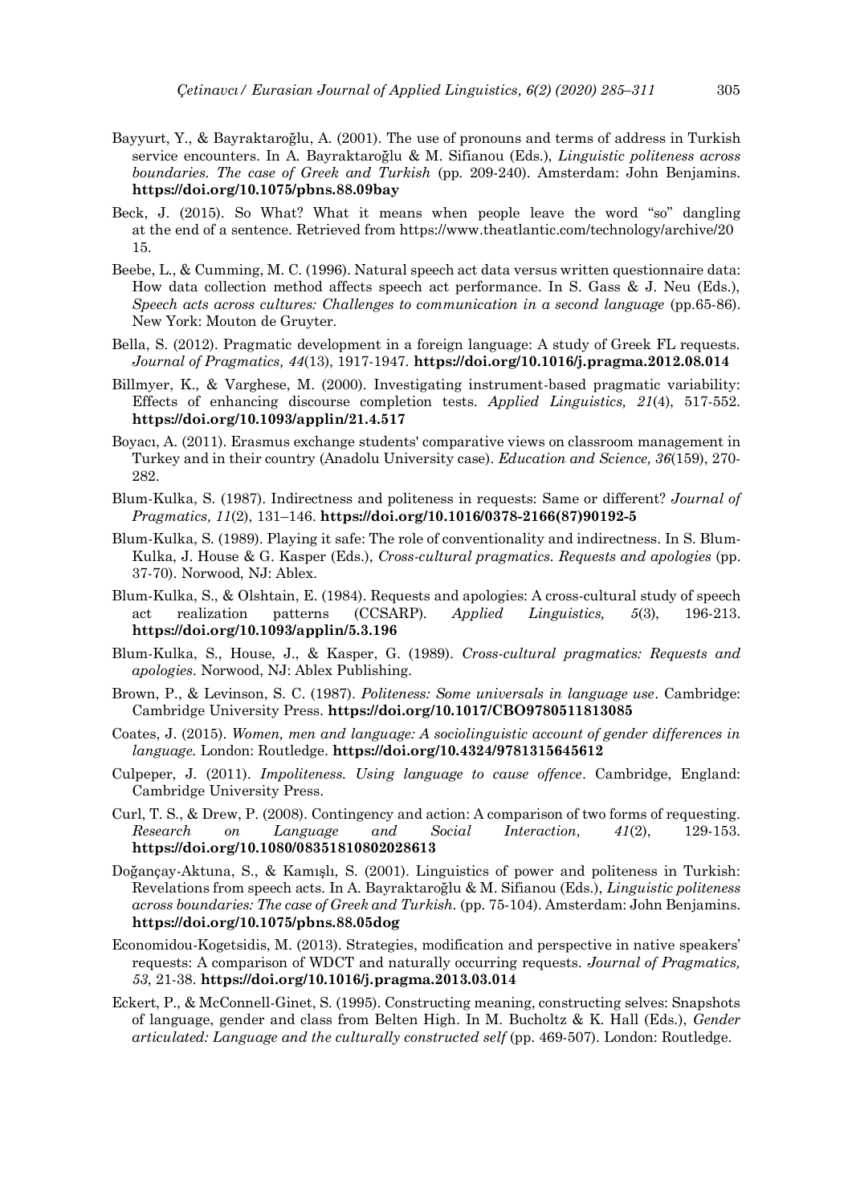Bayyurt, Y., & Bayraktaroğlu, A. (2001). The use of pronouns and terms of address in Turkish service encounters. In A. Bayraktaroğlu & M. Sifianou (Eds.), *Linguistic politeness across boundaries. The case of Greek and Turkish* (pp. 209-240). Amsterdam: John Benjamins. **https://doi.org/10.1075/pbns.88.09bay**

Beck, J. (2015). So What? What it means when people leave the word "so" dangling at the end of a sentence. Retrieved from https://www.theatlantic.com/technology/archive/2015.

Beebe, L., & Cumming, M. C. (1996). Natural speech act data versus written questionnaire data: How data collection method affects speech act performance. In S. Gass & J. Neu (Eds.), *Speech acts across cultures: Challenges to communication in a second language* (pp.65-86). New York: Mouton de Gruyter.

Bella, S. (2012). Pragmatic development in a foreign language: A study of Greek FL requests. *Journal of Pragmatics, 44*(13), 1917-1947. **https://doi.org/10.1016/j.pragma.2012.08.014**

Billmyer, K., & Varghese, M. (2000). Investigating instrument-based pragmatic variability: Effects of enhancing discourse completion tests. *Applied Linguistics, 21*(4), 517-552. **https://doi.org/10.1093/applin/21.4.517**

Boyacı, A. (2011). Erasmus exchange students' comparative views on classroom management in Turkey and in their country (Anadolu University case). *Education and Science, 36*(159), 270-282.

Blum-Kulka, S. (1987). Indirectness and politeness in requests: Same or different? *Journal of Pragmatics, 11*(2), 131–146. **https://doi.org/10.1016/0378-2166(87)90192-5**

Blum-Kulka, S. (1989). Playing it safe: The role of conventionality and indirectness. In S. Blum-Kulka, J. House & G. Kasper (Eds.), *Cross-cultural pragmatics. Requests and apologies* (pp. 37-70). Norwood, NJ: Ablex.

Blum-Kulka, S., & Olshtain, E. (1984). Requests and apologies: A cross-cultural study of speech act realization patterns (CCSARP). *Applied Linguistics, 5*(3), 196-213. **https://doi.org/10.1093/applin/5.3.196**

Blum-Kulka, S., House, J., & Kasper, G. (1989). *Cross-cultural pragmatics: Requests and apologies*. Norwood, NJ: Ablex Publishing.

Brown, P., & Levinson, S. C. (1987). *Politeness: Some universals in language use*. Cambridge: Cambridge University Press. **https://doi.org/10.1017/CBO9780511813085**

Coates, J. (2015). *Women, men and language: A sociolinguistic account of gender differences in language.* London: Routledge. **https://doi.org/10.4324/9781315645612**

Culpeper, J. (2011). *Impoliteness. Using language to cause offence*. Cambridge, England: Cambridge University Press.

Curl, T. S., & Drew, P. (2008). Contingency and action: A comparison of two forms of requesting. *Research on Language and Social Interaction, 41*(2), 129-153. **https://doi.org/10.1080/08351810802028613**

Doğançay-Aktuna, S., & Kamışlı, S. (2001). Linguistics of power and politeness in Turkish: Revelations from speech acts. In A. Bayraktaroğlu & M. Sifianou (Eds.), *Linguistic politeness across boundaries: The case of Greek and Turkish.* (pp. 75-104). Amsterdam: John Benjamins. **https://doi.org/10.1075/pbns.88.05dog**

Economidou-Kogetsidis, M. (2013). Strategies, modification and perspective in native speakers' requests: A comparison of WDCT and naturally occurring requests. *Journal of Pragmatics, 53*, 21-38. **https://doi.org/10.1016/j.pragma.2013.03.014**

Eckert, P., & McConnell-Ginet, S. (1995). Constructing meaning, constructing selves: Snapshots of language, gender and class from Belten High. In M. Bucholtz & K. Hall (Eds.), *Gender articulated: Language and the culturally constructed self* (pp. 469-507). London: Routledge.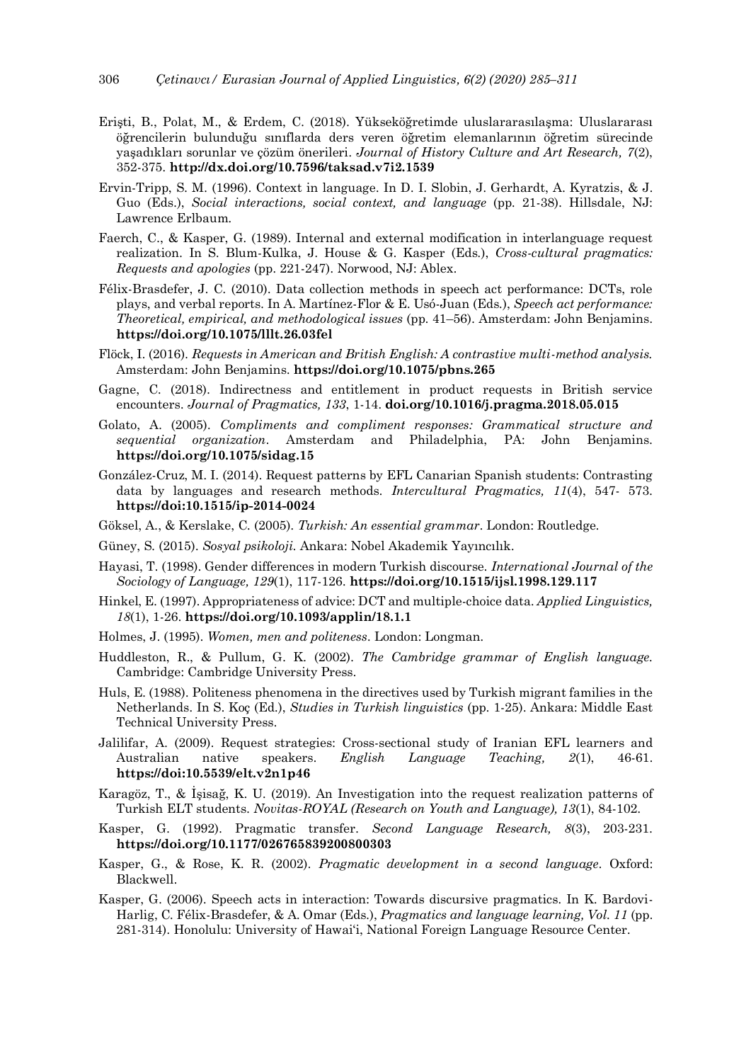Erişti, B., Polat, M., & Erdem, C. (2018). Yükseköğretimde uluslararasılaşma: Uluslararası öğrencilerin bulunduğu sınıflarda ders veren öğretim elemanlarının öğretim sürecinde yaşadıkları sorunlar ve çözüm önerileri. *Journal of History Culture and Art Research, 7*(2), 352-375. **http://dx.doi.org/10.7596/taksad.v7i2.1539**

Ervin-Tripp, S. M. (1996). Context in language. In D. I. Slobin, J. Gerhardt, A. Kyratzis, & J. Guo (Eds.), *Social interactions, social context, and language* (pp. 21-38). Hillsdale, NJ: Lawrence Erlbaum.

Faerch, C., & Kasper, G. (1989). Internal and external modification in interlanguage request realization. In S. Blum-Kulka, J. House & G. Kasper (Eds.), *Cross-cultural pragmatics: Requests and apologies* (pp. 221-247). Norwood, NJ: Ablex.

Félix-Brasdefer, J. C. (2010). Data collection methods in speech act performance: DCTs, role plays, and verbal reports. In A. Martínez-Flor & E. Usó-Juan (Eds.), *Speech act performance: Theoretical, empirical, and methodological issues* (pp. 41–56). Amsterdam: John Benjamins. **https://doi.org/10.1075/lllt.26.03fel**

Flöck, I. (2016). *Requests in American and British English: A contrastive multi-method analysis.* Amsterdam: John Benjamins. **https://doi.org/10.1075/pbns.265**

Gagne, C. (2018). Indirectness and entitlement in product requests in British service encounters. *Journal of Pragmatics, 133*, 1-14. **doi.org/10.1016/j.pragma.2018.05.015**

Golato, A. (2005). *Compliments and compliment responses: Grammatical structure and sequential organization*. Amsterdam and Philadelphia, PA: John Benjamins. **https://doi.org/10.1075/sidag.15**

González-Cruz, M. I. (2014). Request patterns by EFL Canarian Spanish students: Contrasting data by languages and research methods. *Intercultural Pragmatics, 11*(4), 547- 573. **https://doi:10.1515/ip-2014-0024**

Göksel, A., & Kerslake, C. (2005). *Turkish: An essential grammar*. London: Routledge.

Güney, S. (2015). *Sosyal psikoloji.* Ankara: Nobel Akademik Yayıncılık.

Hayasi, T. (1998). Gender differences in modern Turkish discourse. *International Journal of the Sociology of Language, 129*(1), 117-126. **https://doi.org/10.1515/ijsl.1998.129.117**

Hinkel, E. (1997). Appropriateness of advice: DCT and multiple-choice data. *Applied Linguistics, 18*(1), 1-26. **https://doi.org/10.1093/applin/18.1.1**

Holmes, J. (1995). *Women, men and politeness*. London: Longman.

Huddleston, R., & Pullum, G. K. (2002). *The Cambridge grammar of English language.* Cambridge: Cambridge University Press.

Huls, E. (1988). Politeness phenomena in the directives used by Turkish migrant families in the Netherlands. In S. Koç (Ed.), *Studies in Turkish linguistics* (pp. 1-25). Ankara: Middle East Technical University Press.

Jalilifar, A. (2009). Request strategies: Cross-sectional study of Iranian EFL learners and Australian native speakers. *English Language Teaching, 2*(1), 46-61. **https://doi:10.5539/elt.v2n1p46**

Karagöz, T., & İşisağ, K. U. (2019). An Investigation into the request realization patterns of Turkish ELT students. *Novitas-ROYAL (Research on Youth and Language), 13*(1), 84-102.

Kasper, G. (1992). Pragmatic transfer. *Second Language Research, 8*(3), 203-231. **https://doi.org/10.1177/026765839200800303**

Kasper, G., & Rose, K. R. (2002). *Pragmatic development in a second language*. Oxford: Blackwell.

Kasper, G. (2006). Speech acts in interaction: Towards discursive pragmatics. In K. Bardovi-Harlig, C. Félix-Brasdefer, & A. Omar (Eds.), *Pragmatics and language learning, Vol. 11* (pp. 281-314). Honolulu: University of Hawai'i, National Foreign Language Resource Center.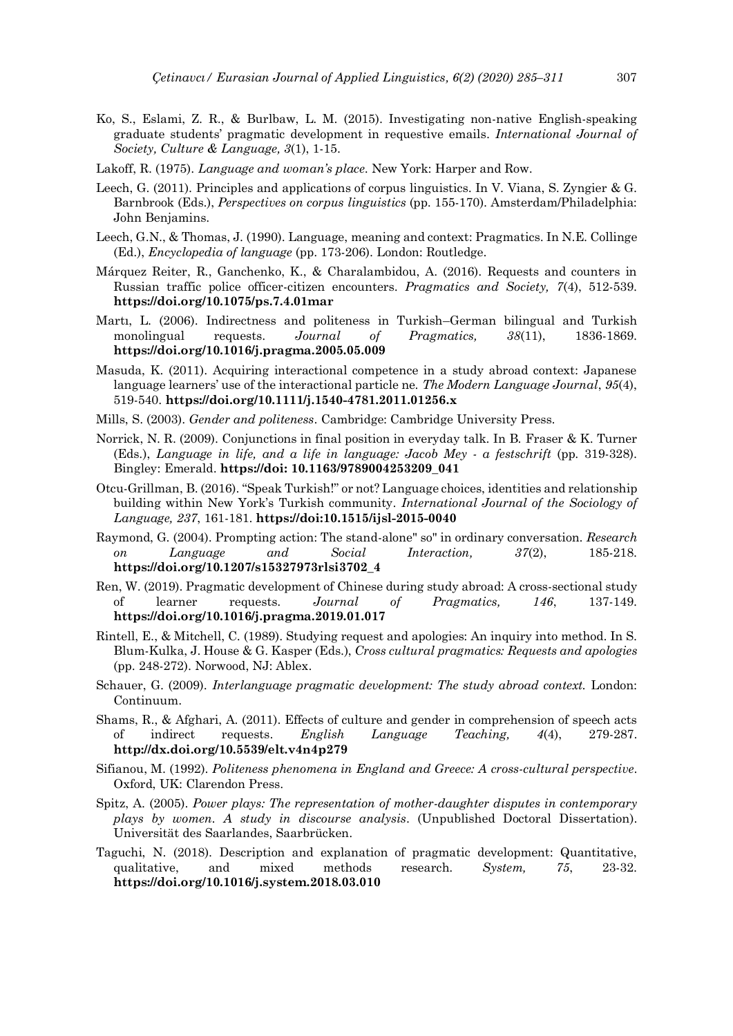Ko, S., Eslami, Z. R., & Burlbaw, L. M. (2015). Investigating non-native English-speaking graduate students' pragmatic development in requestive emails. *International Journal of Society, Culture & Language, 3*(1), 1-15.

Lakoff, R. (1975). *Language and woman's place*. New York: Harper and Row.

Leech, G. (2011). Principles and applications of corpus linguistics. In V. Viana, S. Zyngier & G. Barnbrook (Eds.), *Perspectives on corpus linguistics* (pp. 155-170). Amsterdam/Philadelphia: John Benjamins.

Leech, G.N., & Thomas, J. (1990). Language, meaning and context: Pragmatics. In N.E. Collinge (Ed.), *Encyclopedia of language* (pp. 173-206). London: Routledge.

Márquez Reiter, R., Ganchenko, K., & Charalambidou, A. (2016). Requests and counters in Russian traffic police officer-citizen encounters. *Pragmatics and Society, 7*(4), 512-539. **https://doi.org/10.1075/ps.7.4.01mar**

Martı, L. (2006). Indirectness and politeness in Turkish–German bilingual and Turkish monolingual requests. *Journal of Pragmatics, 38*(11), 1836-1869. **https://doi.org/10.1016/j.pragma.2005.05.009**

Masuda, K. (2011). Acquiring interactional competence in a study abroad context: Japanese language learners' use of the interactional particle ne. *The Modern Language Journal*, *95*(4), 519-540. **https://doi.org/10.1111/j.1540-4781.2011.01256.x**

Mills, S. (2003). *Gender and politeness*. Cambridge: Cambridge University Press.

Norrick, N. R. (2009). Conjunctions in final position in everyday talk. In B. Fraser & K. Turner (Eds.), *Language in life, and a life in language: Jacob Mey - a festschrift* (pp. 319-328). Bingley: Emerald. **https://doi: 10.1163/9789004253209_041**

Otcu-Grillman, B. (2016). "Speak Turkish!" or not? Language choices, identities and relationship building within New York's Turkish community. *International Journal of the Sociology of Language, 237*, 161-181. **https://doi:10.1515/ijsl-2015-0040**

Raymond, G. (2004). Prompting action: The stand-alone" so" in ordinary conversation. *Research on Language and Social Interaction, 37*(2), 185-218. **https://doi.org/10.1207/s15327973rlsi3702_4**

Ren, W. (2019). Pragmatic development of Chinese during study abroad: A cross-sectional study of learner requests. *Journal of Pragmatics, 146*, 137-149. **https://doi.org/10.1016/j.pragma.2019.01.017**

Rintell, E., & Mitchell, C. (1989). Studying request and apologies: An inquiry into method. In S. Blum-Kulka, J. House & G. Kasper (Eds.), *Cross cultural pragmatics: Requests and apologies* (pp. 248-272). Norwood, NJ: Ablex.

Schauer, G. (2009). *Interlanguage pragmatic development: The study abroad context.* London: Continuum.

Shams, R., & Afghari, A. (2011). Effects of culture and gender in comprehension of speech acts of indirect requests. *English Language Teaching, 4*(4), 279-287. **http://dx.doi.org/10.5539/elt.v4n4p279**

Sifianou, M. (1992). *Politeness phenomena in England and Greece: A cross-cultural perspective*. Oxford, UK: Clarendon Press.

Spitz, A. (2005). *Power plays: The representation of mother-daughter disputes in contemporary plays by women. A study in discourse analysis*. (Unpublished Doctoral Dissertation). Universität des Saarlandes, Saarbrücken.

Taguchi, N. (2018). Description and explanation of pragmatic development: Quantitative, qualitative, and mixed methods research. *System, 75*, 23-32. **https://doi.org/10.1016/j.system.2018.03.010**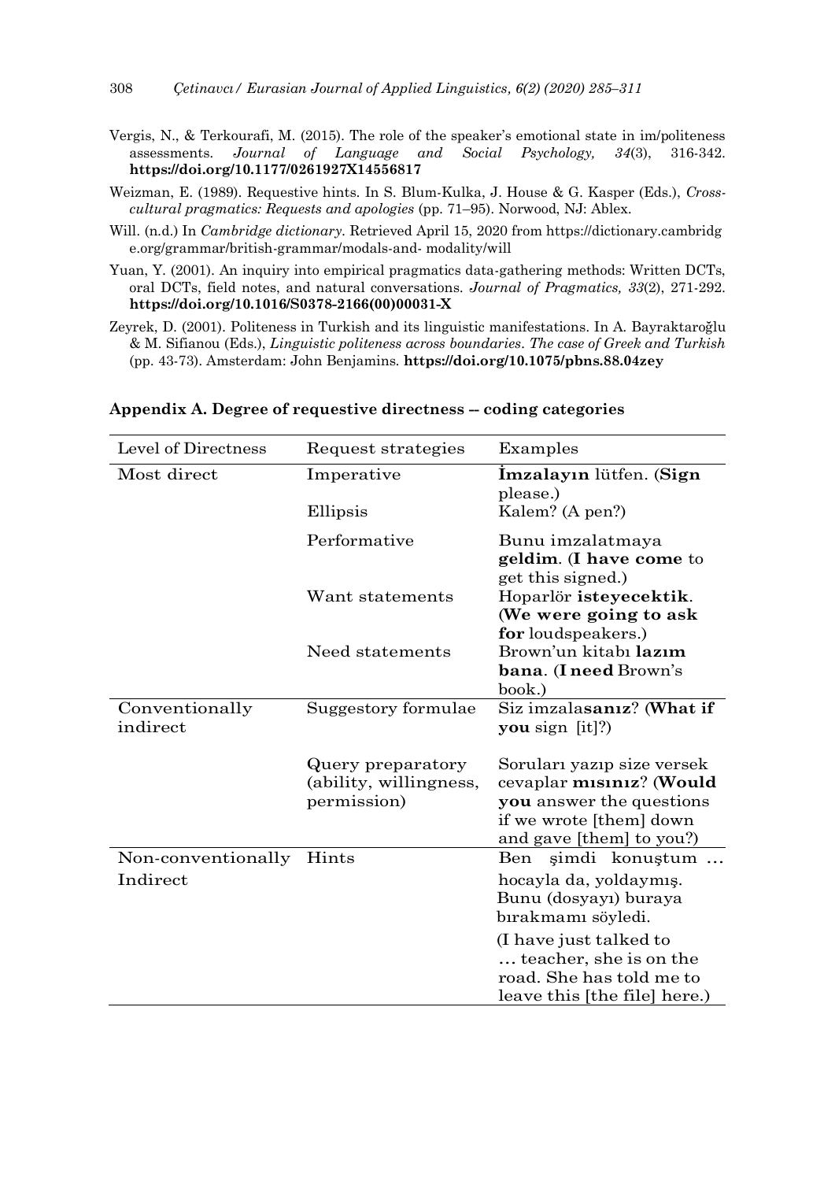Vergis, N., & Terkourafi, M. (2015). The role of the speaker's emotional state in im/politeness assessments. *Journal of Language and Social Psychology, 34*(3), 316-342. **https://doi.org/10.1177/0261927X14556817**

Weizman, E. (1989). Requestive hints. In S. Blum-Kulka, J. House & G. Kasper (Eds.), *Cross-cultural pragmatics: Requests and apologies* (pp. 71–95). Norwood, NJ: Ablex.

Will. (n.d.) In *Cambridge dictionary*. Retrieved April 15, 2020 from https://dictionary.cambridge.org/grammar/british-grammar/modals-and- modality/will

Yuan, Y. (2001). An inquiry into empirical pragmatics data-gathering methods: Written DCTs, oral DCTs, field notes, and natural conversations. *Journal of Pragmatics, 33*(2), 271-292. **https://doi.org/10.1016/S0378-2166(00)00031-X**

Zeyrek, D. (2001). Politeness in Turkish and its linguistic manifestations. In A. Bayraktaroğlu & M. Sifianou (Eds.), *Linguistic politeness across boundaries. The case of Greek and Turkish* (pp. 43-73). Amsterdam: John Benjamins. **https://doi.org/10.1075/pbns.88.04zey**

## Appendix A. Degree of requestive directness -- coding categories

| Level of Directness | Request strategies | Examples |
|---|---|---|
| Most direct | Imperative | **İmzalayın** lütfen. (**Sign** please.) |
| | Ellipsis | Kalem? (A pen?) |
| | Performative | Bunu imzalatmaya **geldim**. (**I have come** to get this signed.) |
| | Want statements | Hoparlör **isteyecektik**. (**We were going to ask for** loudspeakers.) |
| | Need statements | Brown'un kitabı **lazım bana**. (**I need** Brown's book.) |
| Conventionally indirect | Suggestory formulae | Siz imzala**sanız**? (**What if you** sign [it]?) |
| | Query preparatory (ability, willingness, permission) | Soruları yazıp size versek cevaplar **mısınız**? (**Would you** answer the questions if we wrote [them] down and gave [them] to you?) |
| Non-conventionally Indirect | Hints | Ben şimdi konuştum … hocayla da, yoldaymış. Bunu (dosyayı) buraya bırakmamı söyledi. (I have just talked to … teacher, she is on the road. She has told me to leave this [the file] here.) |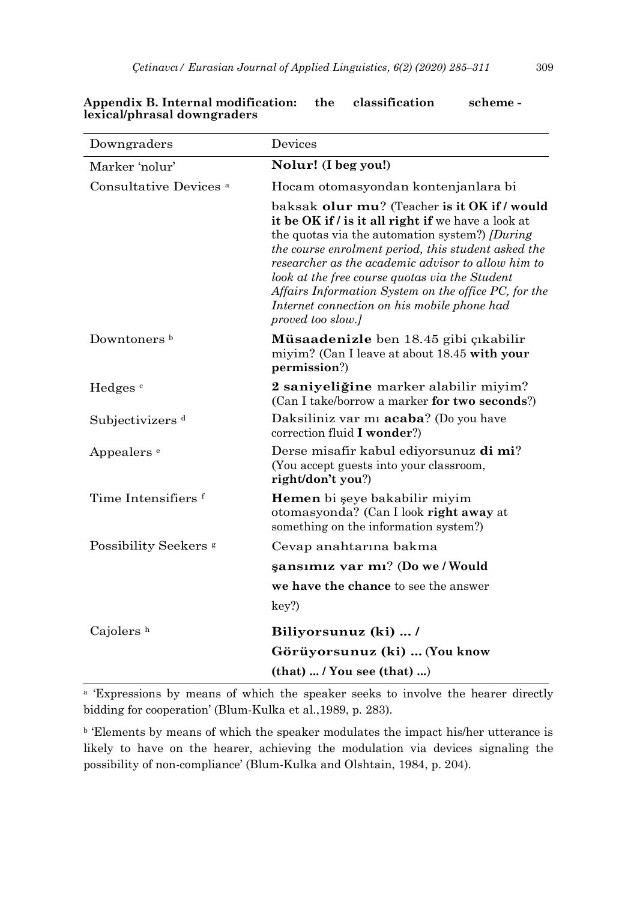**Appendix B. Internal modification: the classification scheme - lexical/phrasal downgraders**

| Downgraders | Devices |
|---|---|
| Marker 'nolur' | **Nolur! (I beg you!)** |
| Consultative Devices [a] | Hocam otomasyondan kontenjanlara bi baksak **olur mu**? (Teacher **is it OK if / would it be OK if / is it all right if** we have a look at the quotas via the automation system?) *[During the course enrolment period, this student asked the researcher as the academic advisor to allow him to look at the free course quotas via the Student Affairs Information System on the office PC, for the Internet connection on his mobile phone had proved too slow.]* |
| Downtoners [b] | **Müsaadenizle** ben 18.45 gibi çıkabilir miyim? (Can I leave at about 18.45 **with your permission**?) |
| Hedges [c] | **2 saniyeliğine** marker alabilir miyim? (Can I take/borrow a marker **for two seconds**?) |
| Subjectivizers [d] | Daksiliniz var mı **acaba**? (Do you have correction fluid **I wonder**?) |
| Appealers [e] | Derse misafir kabul ediyorsunuz **di mi**? (You accept guests into your classroom, **right/don't you**?) |
| Time Intensifiers [f] | **Hemen** bi şeye bakabilir miyim otomasyonda? (Can I look **right away** at something on the information system?) |
| Possibility Seekers [g] | Cevap anahtarına bakma **şansımız var mı**? (**Do we / Would we have the chance** to see the answer key?) |
| Cajolers [h] | **Biliyorsunuz (ki) ... / Görüyorsunuz (ki) ... (You know (that) ... / You see (that) ...)** |

[a] 'Expressions by means of which the speaker seeks to involve the hearer directly bidding for cooperation' (Blum-Kulka et al.,1989, p. 283).

[b] 'Elements by means of which the speaker modulates the impact his/her utterance is likely to have on the hearer, achieving the modulation via devices signaling the possibility of non-compliance' (Blum-Kulka and Olshtain, 1984, p. 204).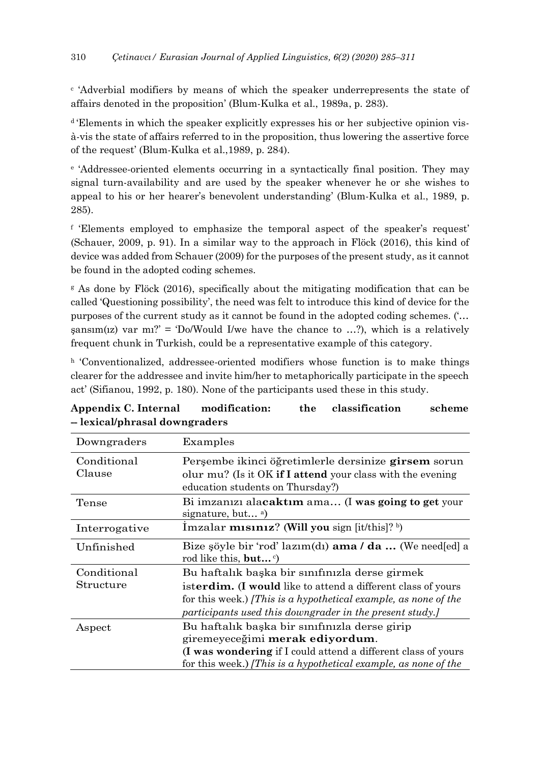[c] 'Adverbial modifiers by means of which the speaker underrepresents the state of affairs denoted in the proposition' (Blum-Kulka et al., 1989a, p. 283).

[d] 'Elements in which the speaker explicitly expresses his or her subjective opinion vis-à-vis the state of affairs referred to in the proposition, thus lowering the assertive force of the request' (Blum-Kulka et al.,1989, p. 284).

[e] 'Addressee-oriented elements occurring in a syntactically final position. They may signal turn-availability and are used by the speaker whenever he or she wishes to appeal to his or her hearer's benevolent understanding' (Blum-Kulka et al., 1989, p. 285).

[f] 'Elements employed to emphasize the temporal aspect of the speaker's request' (Schauer, 2009, p. 91). In a similar way to the approach in Flöck (2016), this kind of device was added from Schauer (2009) for the purposes of the present study, as it cannot be found in the adopted coding schemes.

[g] As done by Flöck (2016), specifically about the mitigating modification that can be called 'Questioning possibility', the need was felt to introduce this kind of device for the purposes of the current study as it cannot be found in the adopted coding schemes. ('… şansım(ız) var mı?' = 'Do/Would I/we have the chance to …?), which is a relatively frequent chunk in Turkish, could be a representative example of this category.

[h] 'Conventionalized, addressee-oriented modifiers whose function is to make things clearer for the addressee and invite him/her to metaphorically participate in the speech act' (Sifianou, 1992, p. 180). None of the participants used these in this study.

**Appendix C. Internal modification: the classification scheme -- lexical/phrasal downgraders**

| Downgraders | Examples |
|---|---|
| Conditional Clause | Perşembe ikinci öğretimlerle dersinize **girsem** sorun olur mu? (Is it OK **if I attend** your class with the evening education students on Thursday?) |
| Tense | Bi imzanızı ala**caktım** ama… (I **was going to get** your signature, but… [a]) |
| Interrogative | İmzalar **mısınız**? (**Will you** sign [it/this]? [b]) |
| Unfinished | Bize şöyle bir 'rod' lazım(dı) **ama / da …** (We need[ed] a rod like this, **but…** [c]) |
| Conditional Structure | Bu haftalık başka bir sınıfınızla derse girmek ist**erdim.** (**I would** like to attend a different class of yours for this week.) *[This is a hypothetical example, as none of the participants used this downgrader in the present study.]* |
| Aspect | Bu haftalık başka bir sınıfınızla derse girip giremeyeceğimi **merak ediyordum**. (**I was wondering** if I could attend a different class of yours for this week.) *[This is a hypothetical example, as none of the* |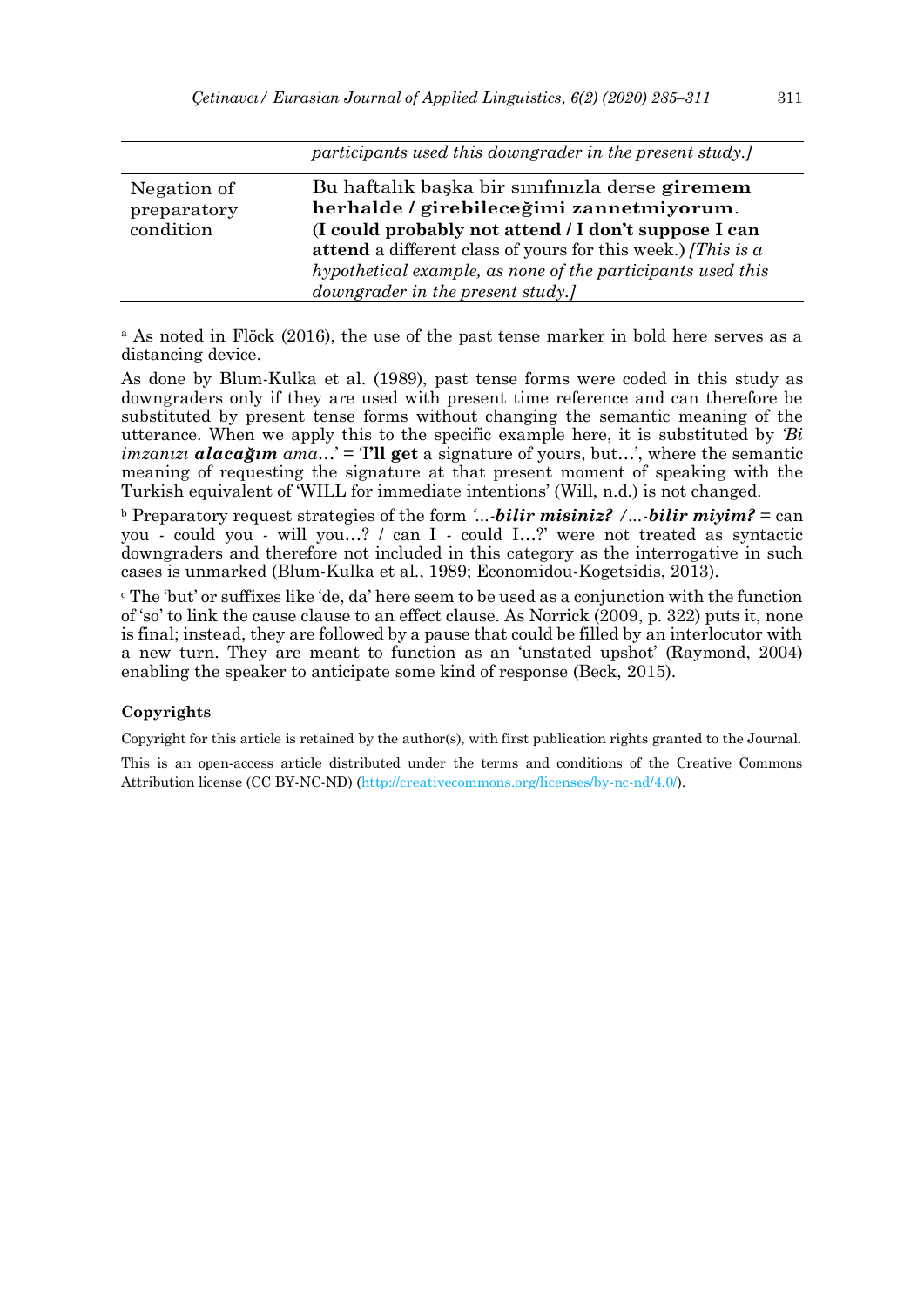| | |
|---|---|
| | *participants used this downgrader in the present study.]* |
| Negation of preparatory condition | Bu haftalık başka bir sınıfınızla derse **giremem herhalde / girebileceğimi zannetmiyorum**. (**I could probably not attend / I don't suppose I can attend** a different class of yours for this week.) *[This is a hypothetical example, as none of the participants used this downgrader in the present study.]* |

[a] As noted in Flöck (2016), the use of the past tense marker in bold here serves as a distancing device.

As done by Blum-Kulka et al. (1989), past tense forms were coded in this study as downgraders only if they are used with present time reference and can therefore be substituted by present tense forms without changing the semantic meaning of the utterance. When we apply this to the specific example here, it is substituted by *'Bi imzanızı **alacağım** ama…'* = 'I**'ll get** a signature of yours, but…', where the semantic meaning of requesting the signature at that present moment of speaking with the Turkish equivalent of 'WILL for immediate intentions' (Will, n.d.) is not changed.

[b] Preparatory request strategies of the form *'…-**bilir misiniz?** /…-**bilir miyim?*** = can you - could you - will you…? / can I - could I…?' were not treated as syntactic downgraders and therefore not included in this category as the interrogative in such cases is unmarked (Blum-Kulka et al., 1989; Economidou-Kogetsidis, 2013).

[c] The 'but' or suffixes like 'de, da' here seem to be used as a conjunction with the function of 'so' to link the cause clause to an effect clause. As Norrick (2009, p. 322) puts it, none is final; instead, they are followed by a pause that could be filled by an interlocutor with a new turn. They are meant to function as an 'unstated upshot' (Raymond, 2004) enabling the speaker to anticipate some kind of response (Beck, 2015).

**Copyrights**

Copyright for this article is retained by the author(s), with first publication rights granted to the Journal.

This is an open-access article distributed under the terms and conditions of the Creative Commons Attribution license (CC BY-NC-ND) (http://creativecommons.org/licenses/by-nc-nd/4.0/).